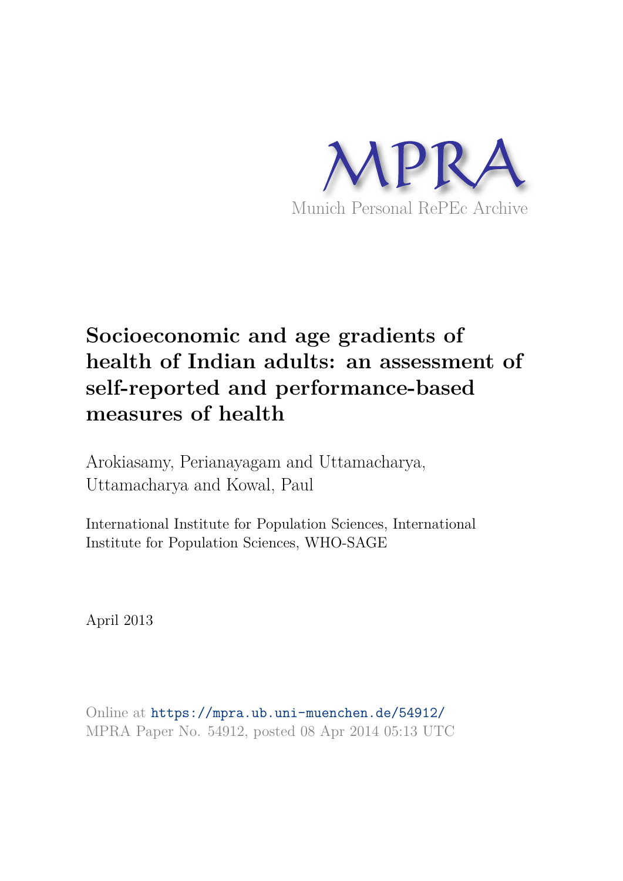MPRA

Munich Personal RePEc Archive

# Socioeconomic and age gradients of health of Indian adults: an assessment of self-reported and performance-based measures of health

Arokiasamy, Perianayagam and Uttamacharya, Uttamacharya and Kowal, Paul

International Institute for Population Sciences, International Institute for Population Sciences, WHO-SAGE

April 2013

Online at https://mpra.ub.uni-muenchen.de/54912/
MPRA Paper No. 54912, posted 08 Apr 2014 05:13 UTC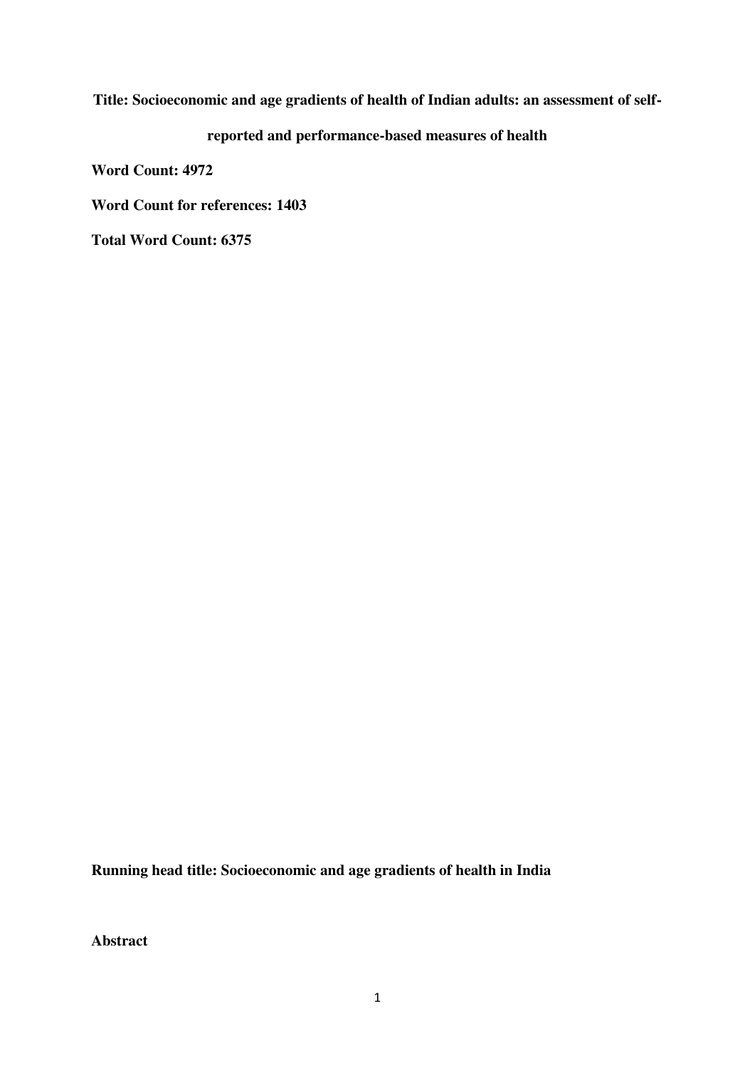**Title: Socioeconomic and age gradients of health of Indian adults: an assessment of self-reported and performance-based measures of health**

**Word Count: 4972**

**Word Count for references: 1403**

**Total Word Count: 6375**

**Running head title: Socioeconomic and age gradients of health in India**

**Abstract**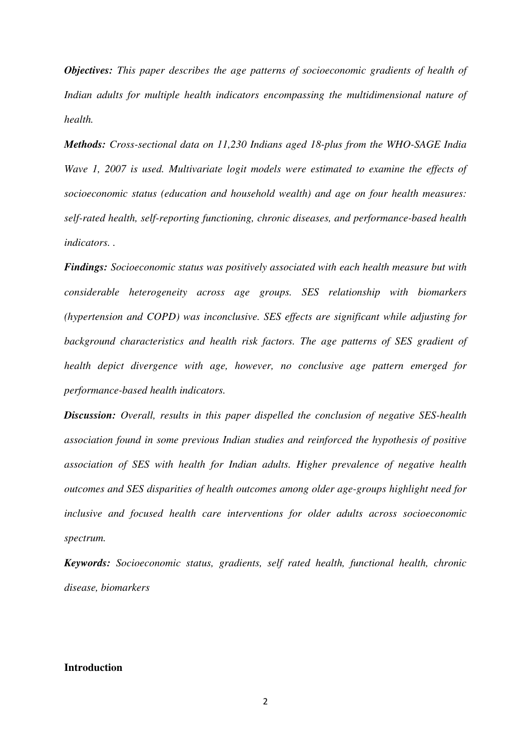***Objectives:*** *This paper describes the age patterns of socioeconomic gradients of health of Indian adults for multiple health indicators encompassing the multidimensional nature of health.*

***Methods:*** *Cross-sectional data on 11,230 Indians aged 18-plus from the WHO-SAGE India Wave 1, 2007 is used. Multivariate logit models were estimated to examine the effects of socioeconomic status (education and household wealth) and age on four health measures: self-rated health, self-reporting functioning, chronic diseases, and performance-based health indicators. .*

***Findings:*** *Socioeconomic status was positively associated with each health measure but with considerable heterogeneity across age groups. SES relationship with biomarkers (hypertension and COPD) was inconclusive. SES effects are significant while adjusting for background characteristics and health risk factors. The age patterns of SES gradient of health depict divergence with age, however, no conclusive age pattern emerged for performance-based health indicators.*

***Discussion:*** *Overall, results in this paper dispelled the conclusion of negative SES-health association found in some previous Indian studies and reinforced the hypothesis of positive association of SES with health for Indian adults. Higher prevalence of negative health outcomes and SES disparities of health outcomes among older age-groups highlight need for inclusive and focused health care interventions for older adults across socioeconomic spectrum.*

***Keywords:*** *Socioeconomic status, gradients, self rated health, functional health, chronic disease, biomarkers*

## Introduction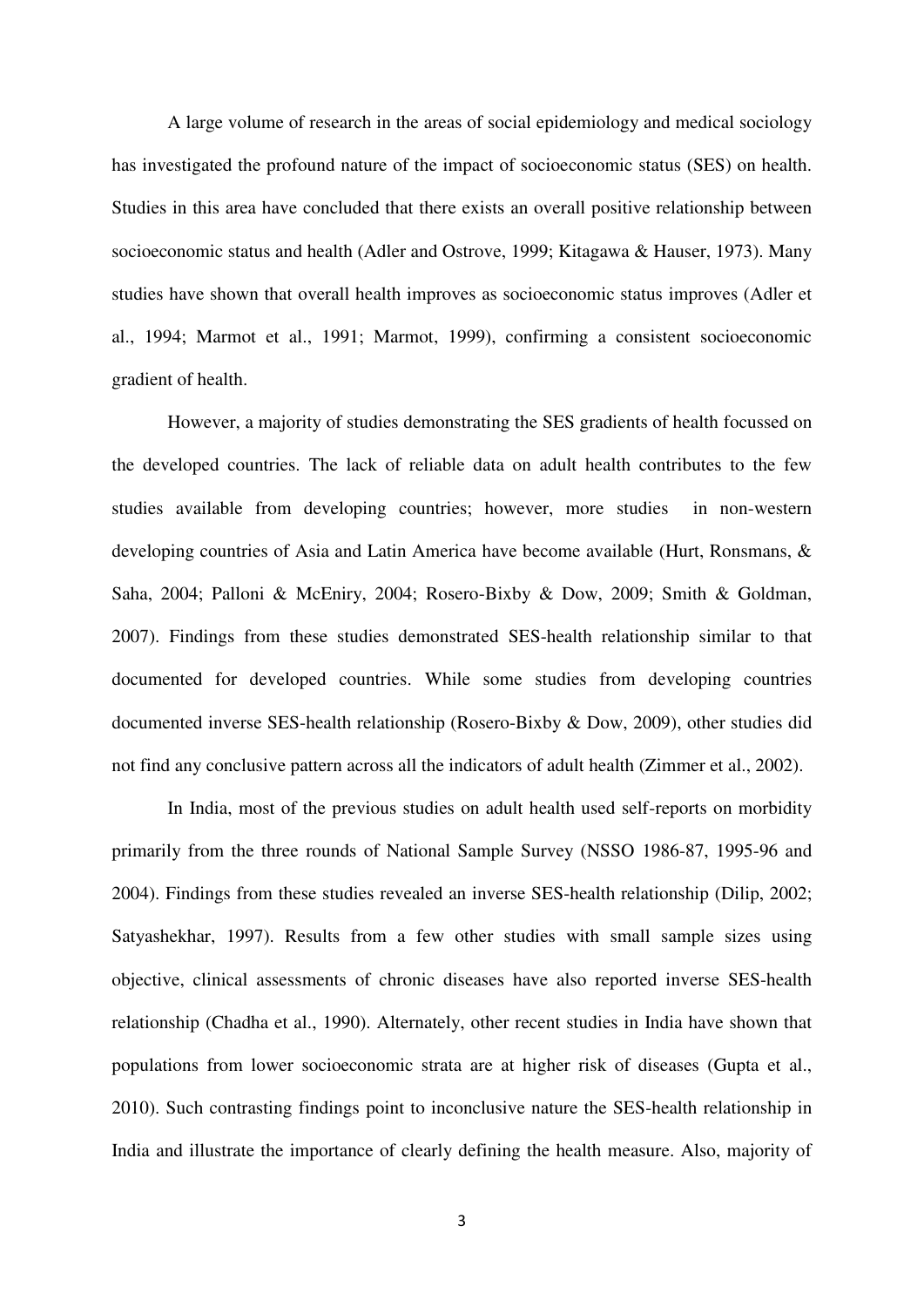A large volume of research in the areas of social epidemiology and medical sociology has investigated the profound nature of the impact of socioeconomic status (SES) on health. Studies in this area have concluded that there exists an overall positive relationship between socioeconomic status and health (Adler and Ostrove, 1999; Kitagawa & Hauser, 1973). Many studies have shown that overall health improves as socioeconomic status improves (Adler et al., 1994; Marmot et al., 1991; Marmot, 1999), confirming a consistent socioeconomic gradient of health.

However, a majority of studies demonstrating the SES gradients of health focussed on the developed countries. The lack of reliable data on adult health contributes to the few studies available from developing countries; however, more studies in non-western developing countries of Asia and Latin America have become available (Hurt, Ronsmans, & Saha, 2004; Palloni & McEniry, 2004; Rosero-Bixby & Dow, 2009; Smith & Goldman, 2007). Findings from these studies demonstrated SES-health relationship similar to that documented for developed countries. While some studies from developing countries documented inverse SES-health relationship (Rosero-Bixby & Dow, 2009), other studies did not find any conclusive pattern across all the indicators of adult health (Zimmer et al., 2002).

In India, most of the previous studies on adult health used self-reports on morbidity primarily from the three rounds of National Sample Survey (NSSO 1986-87, 1995-96 and 2004). Findings from these studies revealed an inverse SES-health relationship (Dilip, 2002; Satyashekhar, 1997). Results from a few other studies with small sample sizes using objective, clinical assessments of chronic diseases have also reported inverse SES-health relationship (Chadha et al., 1990). Alternately, other recent studies in India have shown that populations from lower socioeconomic strata are at higher risk of diseases (Gupta et al., 2010). Such contrasting findings point to inconclusive nature the SES-health relationship in India and illustrate the importance of clearly defining the health measure. Also, majority of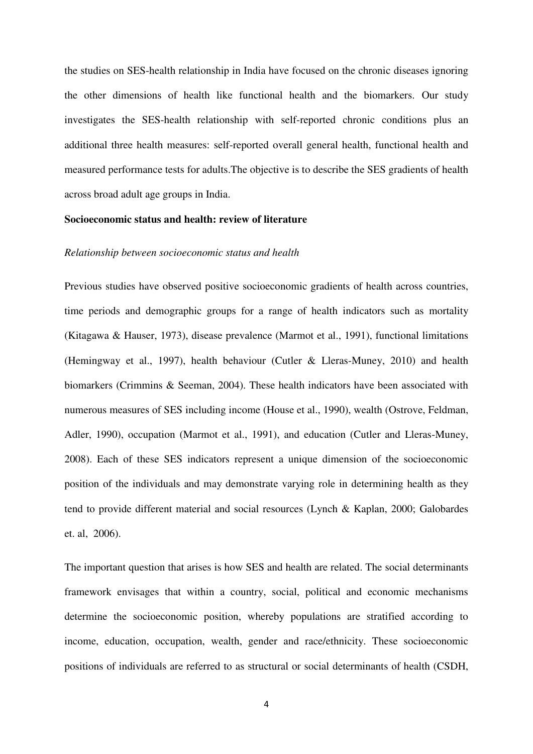the studies on SES-health relationship in India have focused on the chronic diseases ignoring the other dimensions of health like functional health and the biomarkers. Our study investigates the SES-health relationship with self-reported chronic conditions plus an additional three health measures: self-reported overall general health, functional health and measured performance tests for adults.The objective is to describe the SES gradients of health across broad adult age groups in India.

**Socioeconomic status and health: review of literature**

*Relationship between socioeconomic status and health*

Previous studies have observed positive socioeconomic gradients of health across countries, time periods and demographic groups for a range of health indicators such as mortality (Kitagawa & Hauser, 1973), disease prevalence (Marmot et al., 1991), functional limitations (Hemingway et al., 1997), health behaviour (Cutler & Lleras-Muney, 2010) and health biomarkers (Crimmins & Seeman, 2004). These health indicators have been associated with numerous measures of SES including income (House et al., 1990), wealth (Ostrove, Feldman, Adler, 1990), occupation (Marmot et al., 1991), and education (Cutler and Lleras-Muney, 2008). Each of these SES indicators represent a unique dimension of the socioeconomic position of the individuals and may demonstrate varying role in determining health as they tend to provide different material and social resources (Lynch & Kaplan, 2000; Galobardes et. al, 2006).

The important question that arises is how SES and health are related. The social determinants framework envisages that within a country, social, political and economic mechanisms determine the socioeconomic position, whereby populations are stratified according to income, education, occupation, wealth, gender and race/ethnicity. These socioeconomic positions of individuals are referred to as structural or social determinants of health (CSDH,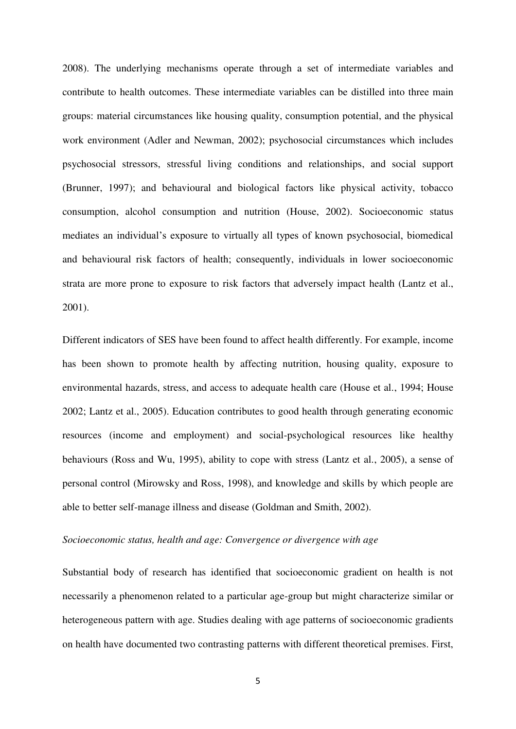2008). The underlying mechanisms operate through a set of intermediate variables and contribute to health outcomes. These intermediate variables can be distilled into three main groups: material circumstances like housing quality, consumption potential, and the physical work environment (Adler and Newman, 2002); psychosocial circumstances which includes psychosocial stressors, stressful living conditions and relationships, and social support (Brunner, 1997); and behavioural and biological factors like physical activity, tobacco consumption, alcohol consumption and nutrition (House, 2002). Socioeconomic status mediates an individual's exposure to virtually all types of known psychosocial, biomedical and behavioural risk factors of health; consequently, individuals in lower socioeconomic strata are more prone to exposure to risk factors that adversely impact health (Lantz et al., 2001).

Different indicators of SES have been found to affect health differently. For example, income has been shown to promote health by affecting nutrition, housing quality, exposure to environmental hazards, stress, and access to adequate health care (House et al., 1994; House 2002; Lantz et al., 2005). Education contributes to good health through generating economic resources (income and employment) and social-psychological resources like healthy behaviours (Ross and Wu, 1995), ability to cope with stress (Lantz et al., 2005), a sense of personal control (Mirowsky and Ross, 1998), and knowledge and skills by which people are able to better self-manage illness and disease (Goldman and Smith, 2002).

*Socioeconomic status, health and age: Convergence or divergence with age*

Substantial body of research has identified that socioeconomic gradient on health is not necessarily a phenomenon related to a particular age-group but might characterize similar or heterogeneous pattern with age. Studies dealing with age patterns of socioeconomic gradients on health have documented two contrasting patterns with different theoretical premises. First,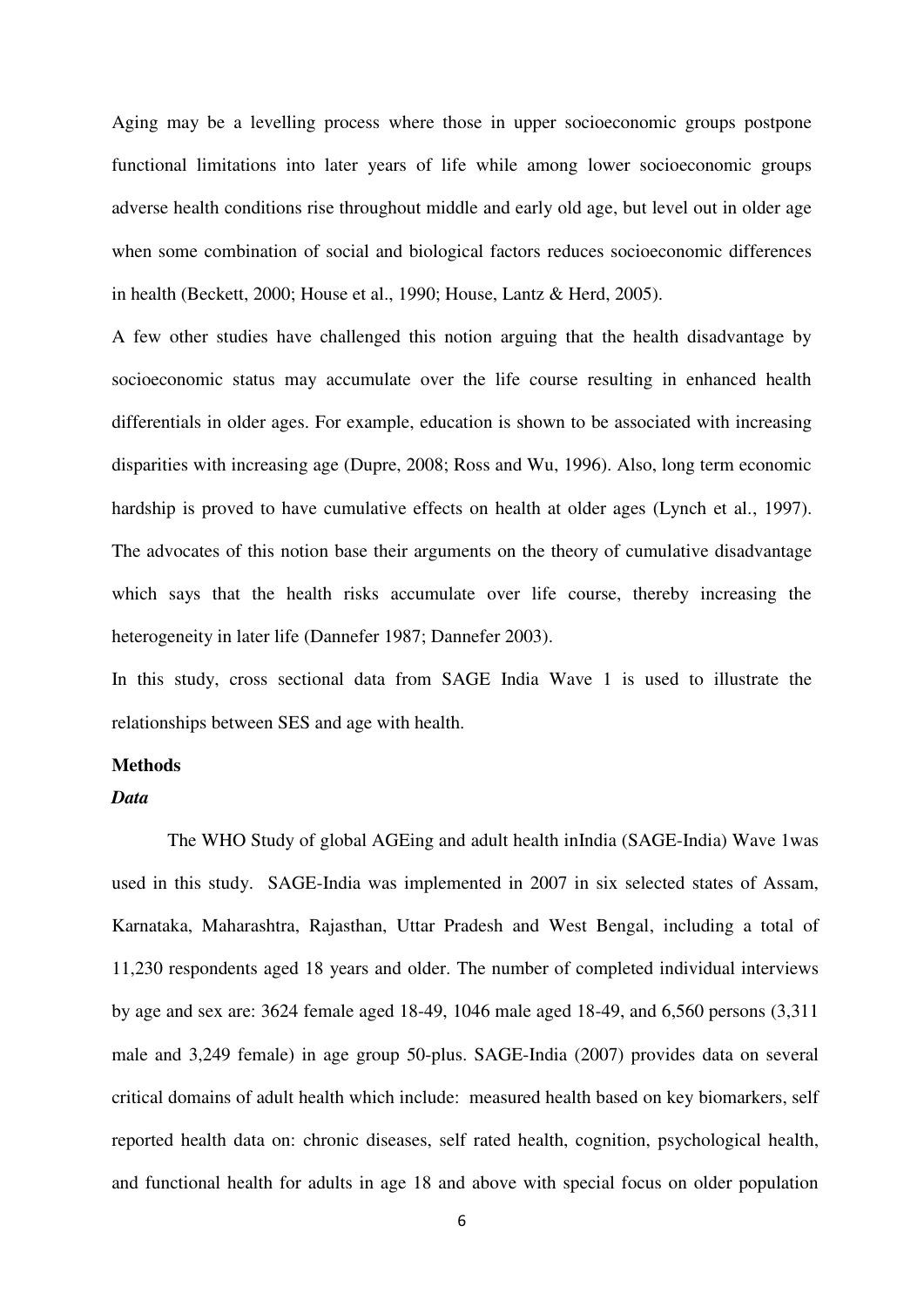Aging may be a levelling process where those in upper socioeconomic groups postpone functional limitations into later years of life while among lower socioeconomic groups adverse health conditions rise throughout middle and early old age, but level out in older age when some combination of social and biological factors reduces socioeconomic differences in health (Beckett, 2000; House et al., 1990; House, Lantz & Herd, 2005).

A few other studies have challenged this notion arguing that the health disadvantage by socioeconomic status may accumulate over the life course resulting in enhanced health differentials in older ages. For example, education is shown to be associated with increasing disparities with increasing age (Dupre, 2008; Ross and Wu, 1996). Also, long term economic hardship is proved to have cumulative effects on health at older ages (Lynch et al., 1997). The advocates of this notion base their arguments on the theory of cumulative disadvantage which says that the health risks accumulate over life course, thereby increasing the heterogeneity in later life (Dannefer 1987; Dannefer 2003).

In this study, cross sectional data from SAGE India Wave 1 is used to illustrate the relationships between SES and age with health.

## Methods

### *Data*

The WHO Study of global AGEing and adult health inIndia (SAGE-India) Wave 1was used in this study. SAGE-India was implemented in 2007 in six selected states of Assam, Karnataka, Maharashtra, Rajasthan, Uttar Pradesh and West Bengal, including a total of 11,230 respondents aged 18 years and older. The number of completed individual interviews by age and sex are: 3624 female aged 18-49, 1046 male aged 18-49, and 6,560 persons (3,311 male and 3,249 female) in age group 50-plus. SAGE-India (2007) provides data on several critical domains of adult health which include: measured health based on key biomarkers, self reported health data on: chronic diseases, self rated health, cognition, psychological health, and functional health for adults in age 18 and above with special focus on older population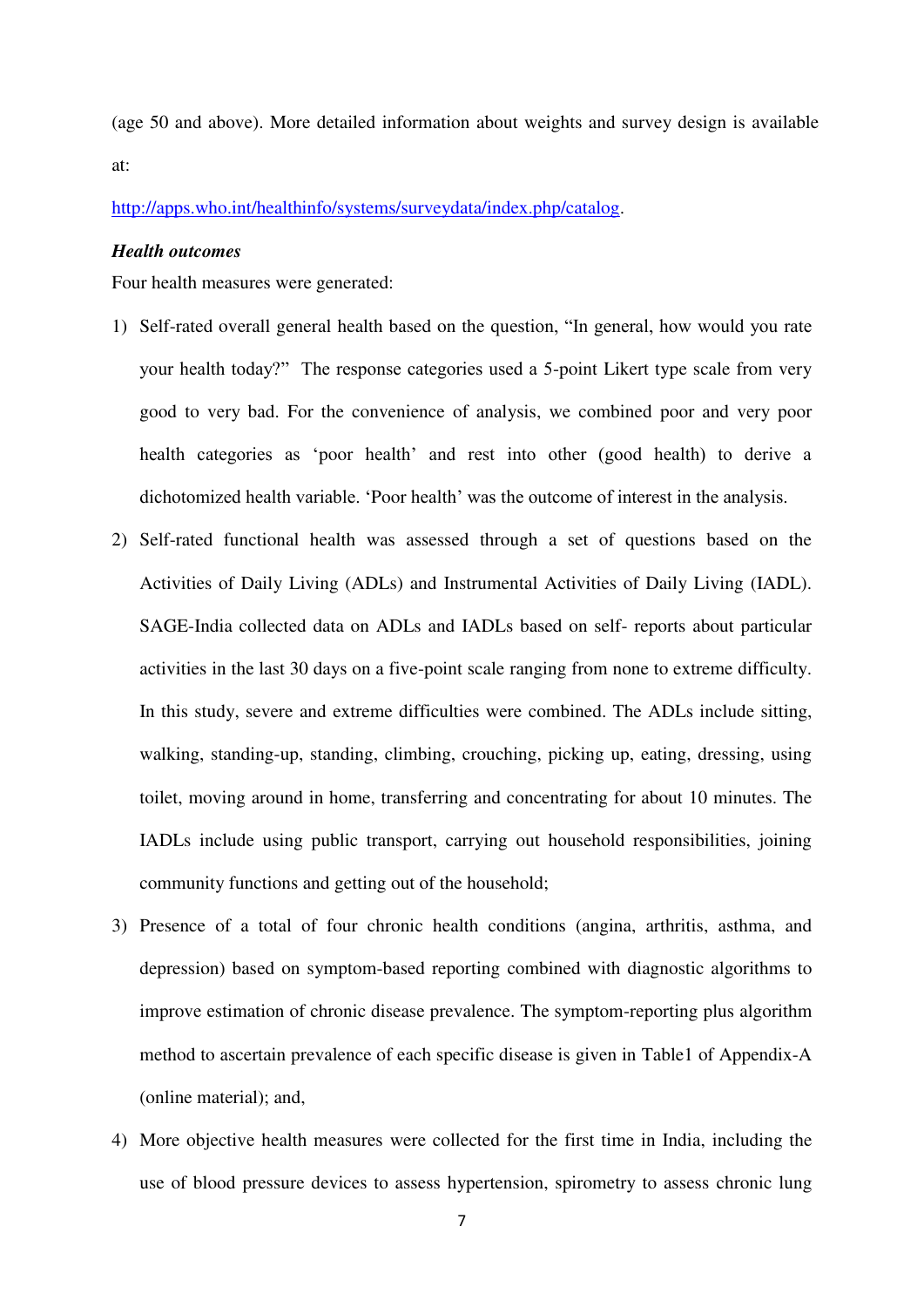(age 50 and above). More detailed information about weights and survey design is available at:

http://apps.who.int/healthinfo/systems/surveydata/index.php/catalog.

***Health outcomes***

Four health measures were generated:

1) Self-rated overall general health based on the question, "In general, how would you rate your health today?" The response categories used a 5-point Likert type scale from very good to very bad. For the convenience of analysis, we combined poor and very poor health categories as 'poor health' and rest into other (good health) to derive a dichotomized health variable. 'Poor health' was the outcome of interest in the analysis.
2) Self-rated functional health was assessed through a set of questions based on the Activities of Daily Living (ADLs) and Instrumental Activities of Daily Living (IADL). SAGE-India collected data on ADLs and IADLs based on self- reports about particular activities in the last 30 days on a five-point scale ranging from none to extreme difficulty. In this study, severe and extreme difficulties were combined. The ADLs include sitting, walking, standing-up, standing, climbing, crouching, picking up, eating, dressing, using toilet, moving around in home, transferring and concentrating for about 10 minutes. The IADLs include using public transport, carrying out household responsibilities, joining community functions and getting out of the household;
3) Presence of a total of four chronic health conditions (angina, arthritis, asthma, and depression) based on symptom-based reporting combined with diagnostic algorithms to improve estimation of chronic disease prevalence. The symptom-reporting plus algorithm method to ascertain prevalence of each specific disease is given in Table1 of Appendix-A (online material); and,
4) More objective health measures were collected for the first time in India, including the use of blood pressure devices to assess hypertension, spirometry to assess chronic lung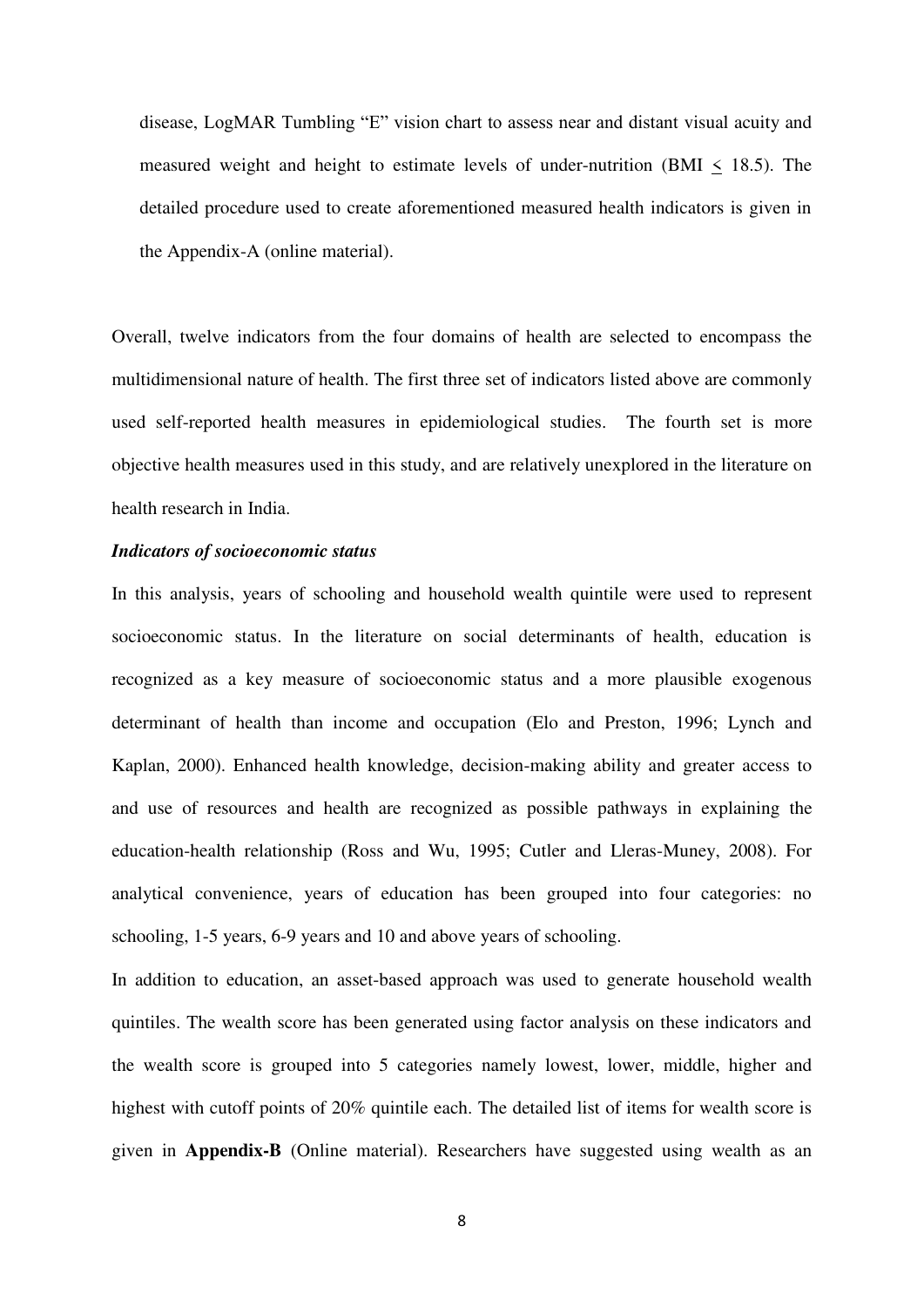disease, LogMAR Tumbling "E" vision chart to assess near and distant visual acuity and measured weight and height to estimate levels of under-nutrition (BMI $\leq$ 18.5). The detailed procedure used to create aforementioned measured health indicators is given in the Appendix-A (online material).

Overall, twelve indicators from the four domains of health are selected to encompass the multidimensional nature of health. The first three set of indicators listed above are commonly used self-reported health measures in epidemiological studies. The fourth set is more objective health measures used in this study, and are relatively unexplored in the literature on health research in India.

***Indicators of socioeconomic status***

In this analysis, years of schooling and household wealth quintile were used to represent socioeconomic status. In the literature on social determinants of health, education is recognized as a key measure of socioeconomic status and a more plausible exogenous determinant of health than income and occupation (Elo and Preston, 1996; Lynch and Kaplan, 2000). Enhanced health knowledge, decision-making ability and greater access to and use of resources and health are recognized as possible pathways in explaining the education-health relationship (Ross and Wu, 1995; Cutler and Lleras-Muney, 2008). For analytical convenience, years of education has been grouped into four categories: no schooling, 1-5 years, 6-9 years and 10 and above years of schooling.

In addition to education, an asset-based approach was used to generate household wealth quintiles. The wealth score has been generated using factor analysis on these indicators and the wealth score is grouped into 5 categories namely lowest, lower, middle, higher and highest with cutoff points of 20% quintile each. The detailed list of items for wealth score is given in **Appendix-B** (Online material). Researchers have suggested using wealth as an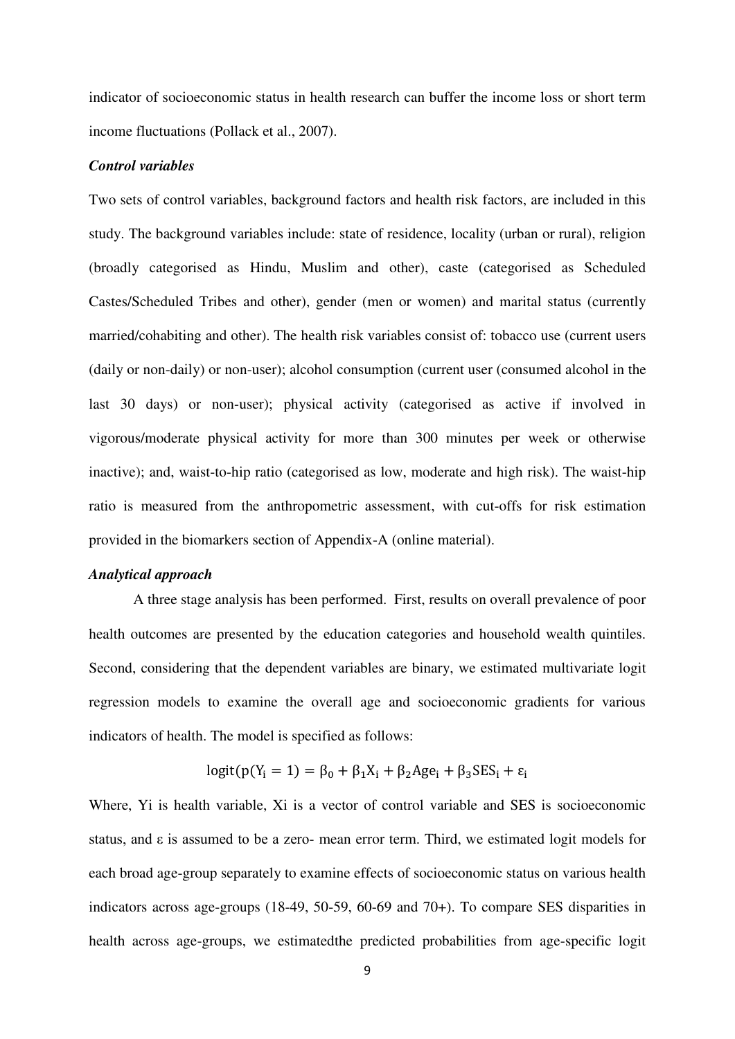indicator of socioeconomic status in health research can buffer the income loss or short term income fluctuations (Pollack et al., 2007).

### *Control variables*

Two sets of control variables, background factors and health risk factors, are included in this study. The background variables include: state of residence, locality (urban or rural), religion (broadly categorised as Hindu, Muslim and other), caste (categorised as Scheduled Castes/Scheduled Tribes and other), gender (men or women) and marital status (currently married/cohabiting and other). The health risk variables consist of: tobacco use (current users (daily or non-daily) or non-user); alcohol consumption (current user (consumed alcohol in the last 30 days) or non-user); physical activity (categorised as active if involved in vigorous/moderate physical activity for more than 300 minutes per week or otherwise inactive); and, waist-to-hip ratio (categorised as low, moderate and high risk). The waist-hip ratio is measured from the anthropometric assessment, with cut-offs for risk estimation provided in the biomarkers section of Appendix-A (online material).

### *Analytical approach*

A three stage analysis has been performed. First, results on overall prevalence of poor health outcomes are presented by the education categories and household wealth quintiles. Second, considering that the dependent variables are binary, we estimated multivariate logit regression models to examine the overall age and socioeconomic gradients for various indicators of health. The model is specified as follows:

$$\text{logit}(p(Y_i = 1) = \beta_0 + \beta_1 X_i + \beta_2 \text{Age}_i + \beta_3 \text{SES}_i + \varepsilon_i$$

Where, Yi is health variable, Xi is a vector of control variable and SES is socioeconomic status, and ε is assumed to be a zero- mean error term. Third, we estimated logit models for each broad age-group separately to examine effects of socioeconomic status on various health indicators across age-groups (18-49, 50-59, 60-69 and 70+). To compare SES disparities in health across age-groups, we estimatedthe predicted probabilities from age-specific logit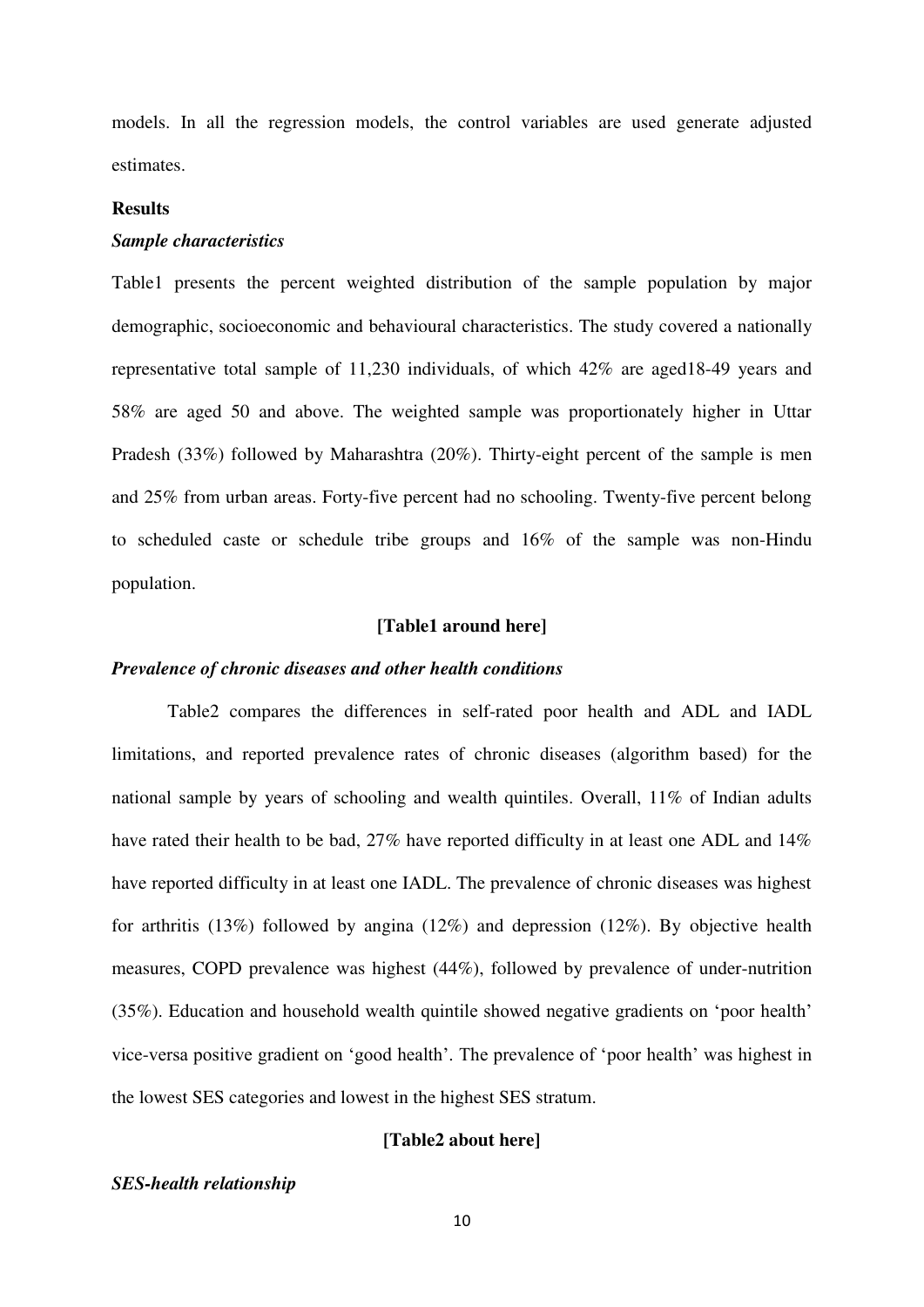models. In all the regression models, the control variables are used generate adjusted estimates.

**Results**

***Sample characteristics***

Table1 presents the percent weighted distribution of the sample population by major demographic, socioeconomic and behavioural characteristics. The study covered a nationally representative total sample of 11,230 individuals, of which 42% are aged18-49 years and 58% are aged 50 and above. The weighted sample was proportionately higher in Uttar Pradesh (33%) followed by Maharashtra (20%). Thirty-eight percent of the sample is men and 25% from urban areas. Forty-five percent had no schooling. Twenty-five percent belong to scheduled caste or schedule tribe groups and 16% of the sample was non-Hindu population.

**[Table1 around here]**

***Prevalence of chronic diseases and other health conditions***

Table2 compares the differences in self-rated poor health and ADL and IADL limitations, and reported prevalence rates of chronic diseases (algorithm based) for the national sample by years of schooling and wealth quintiles. Overall, 11% of Indian adults have rated their health to be bad, 27% have reported difficulty in at least one ADL and 14% have reported difficulty in at least one IADL. The prevalence of chronic diseases was highest for arthritis (13%) followed by angina (12%) and depression (12%). By objective health measures, COPD prevalence was highest (44%), followed by prevalence of under-nutrition (35%). Education and household wealth quintile showed negative gradients on 'poor health' vice-versa positive gradient on 'good health'. The prevalence of 'poor health' was highest in the lowest SES categories and lowest in the highest SES stratum.

**[Table2 about here]**

***SES-health relationship***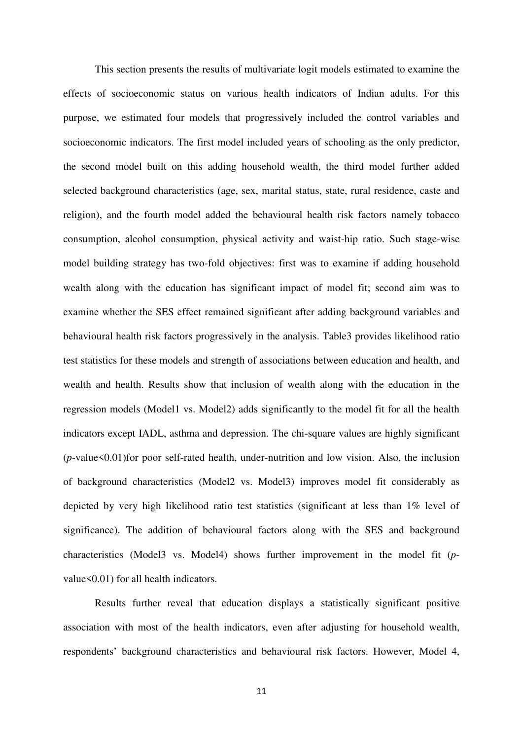This section presents the results of multivariate logit models estimated to examine the effects of socioeconomic status on various health indicators of Indian adults. For this purpose, we estimated four models that progressively included the control variables and socioeconomic indicators. The first model included years of schooling as the only predictor, the second model built on this adding household wealth, the third model further added selected background characteristics (age, sex, marital status, state, rural residence, caste and religion), and the fourth model added the behavioural health risk factors namely tobacco consumption, alcohol consumption, physical activity and waist-hip ratio. Such stage-wise model building strategy has two-fold objectives: first was to examine if adding household wealth along with the education has significant impact of model fit; second aim was to examine whether the SES effect remained significant after adding background variables and behavioural health risk factors progressively in the analysis. Table3 provides likelihood ratio test statistics for these models and strength of associations between education and health, and wealth and health. Results show that inclusion of wealth along with the education in the regression models (Model1 vs. Model2) adds significantly to the model fit for all the health indicators except IADL, asthma and depression. The chi-square values are highly significant (*p*-value<0.01)for poor self-rated health, under-nutrition and low vision. Also, the inclusion of background characteristics (Model2 vs. Model3) improves model fit considerably as depicted by very high likelihood ratio test statistics (significant at less than 1% level of significance). The addition of behavioural factors along with the SES and background characteristics (Model3 vs. Model4) shows further improvement in the model fit (*p*-value<0.01) for all health indicators.

Results further reveal that education displays a statistically significant positive association with most of the health indicators, even after adjusting for household wealth, respondents' background characteristics and behavioural risk factors. However, Model 4,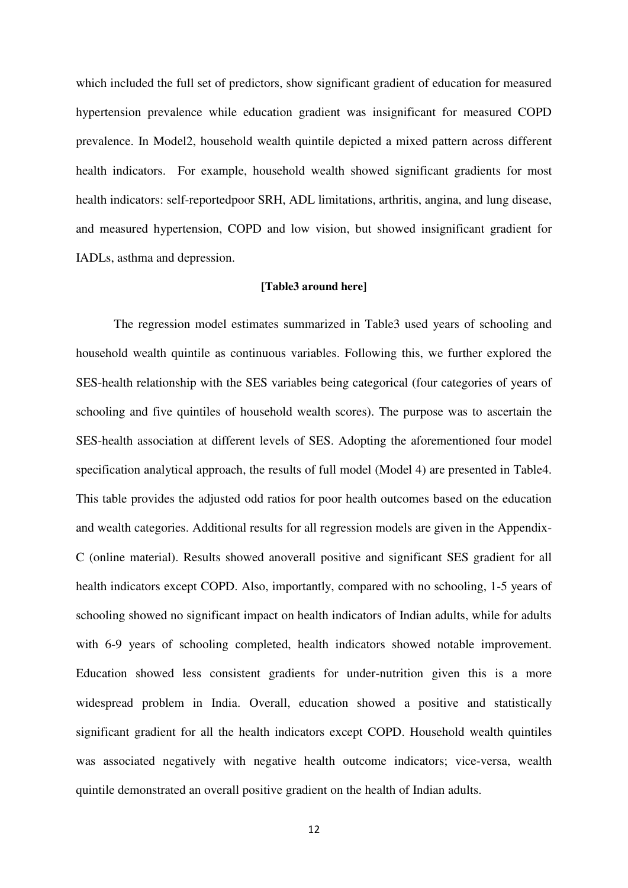which included the full set of predictors, show significant gradient of education for measured hypertension prevalence while education gradient was insignificant for measured COPD prevalence. In Model2, household wealth quintile depicted a mixed pattern across different health indicators. For example, household wealth showed significant gradients for most health indicators: self-reportedpoor SRH, ADL limitations, arthritis, angina, and lung disease, and measured hypertension, COPD and low vision, but showed insignificant gradient for IADLs, asthma and depression.

**[Table3 around here]**

The regression model estimates summarized in Table3 used years of schooling and household wealth quintile as continuous variables. Following this, we further explored the SES-health relationship with the SES variables being categorical (four categories of years of schooling and five quintiles of household wealth scores). The purpose was to ascertain the SES-health association at different levels of SES. Adopting the aforementioned four model specification analytical approach, the results of full model (Model 4) are presented in Table4. This table provides the adjusted odd ratios for poor health outcomes based on the education and wealth categories. Additional results for all regression models are given in the Appendix-C (online material). Results showed anoverall positive and significant SES gradient for all health indicators except COPD. Also, importantly, compared with no schooling, 1-5 years of schooling showed no significant impact on health indicators of Indian adults, while for adults with 6-9 years of schooling completed, health indicators showed notable improvement. Education showed less consistent gradients for under-nutrition given this is a more widespread problem in India. Overall, education showed a positive and statistically significant gradient for all the health indicators except COPD. Household wealth quintiles was associated negatively with negative health outcome indicators; vice-versa, wealth quintile demonstrated an overall positive gradient on the health of Indian adults.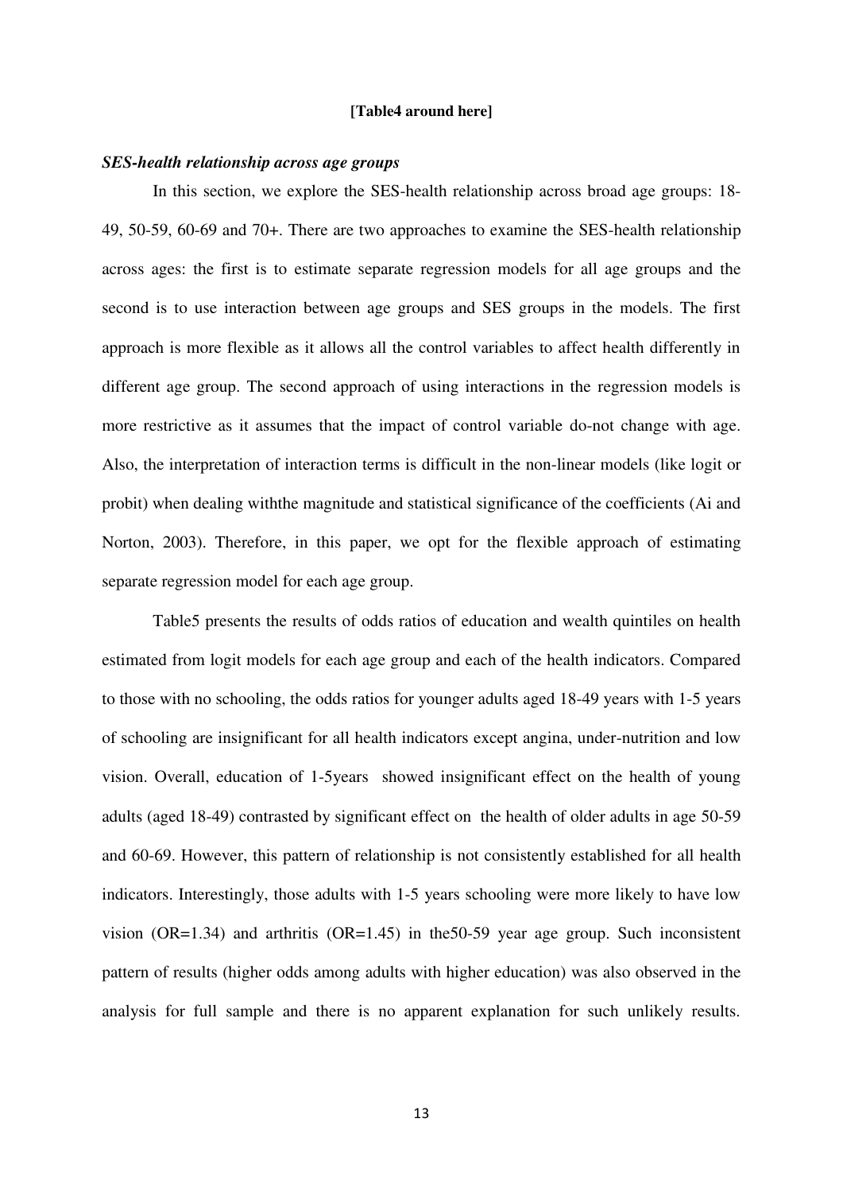**[Table4 around here]**

***SES-health relationship across age groups***

In this section, we explore the SES-health relationship across broad age groups: 18-49, 50-59, 60-69 and 70+. There are two approaches to examine the SES-health relationship across ages: the first is to estimate separate regression models for all age groups and the second is to use interaction between age groups and SES groups in the models. The first approach is more flexible as it allows all the control variables to affect health differently in different age group. The second approach of using interactions in the regression models is more restrictive as it assumes that the impact of control variable do-not change with age. Also, the interpretation of interaction terms is difficult in the non-linear models (like logit or probit) when dealing withthe magnitude and statistical significance of the coefficients (Ai and Norton, 2003). Therefore, in this paper, we opt for the flexible approach of estimating separate regression model for each age group.

Table5 presents the results of odds ratios of education and wealth quintiles on health estimated from logit models for each age group and each of the health indicators. Compared to those with no schooling, the odds ratios for younger adults aged 18-49 years with 1-5 years of schooling are insignificant for all health indicators except angina, under-nutrition and low vision. Overall, education of 1-5years showed insignificant effect on the health of young adults (aged 18-49) contrasted by significant effect on the health of older adults in age 50-59 and 60-69. However, this pattern of relationship is not consistently established for all health indicators. Interestingly, those adults with 1-5 years schooling were more likely to have low vision (OR=1.34) and arthritis (OR=1.45) in the50-59 year age group. Such inconsistent pattern of results (higher odds among adults with higher education) was also observed in the analysis for full sample and there is no apparent explanation for such unlikely results.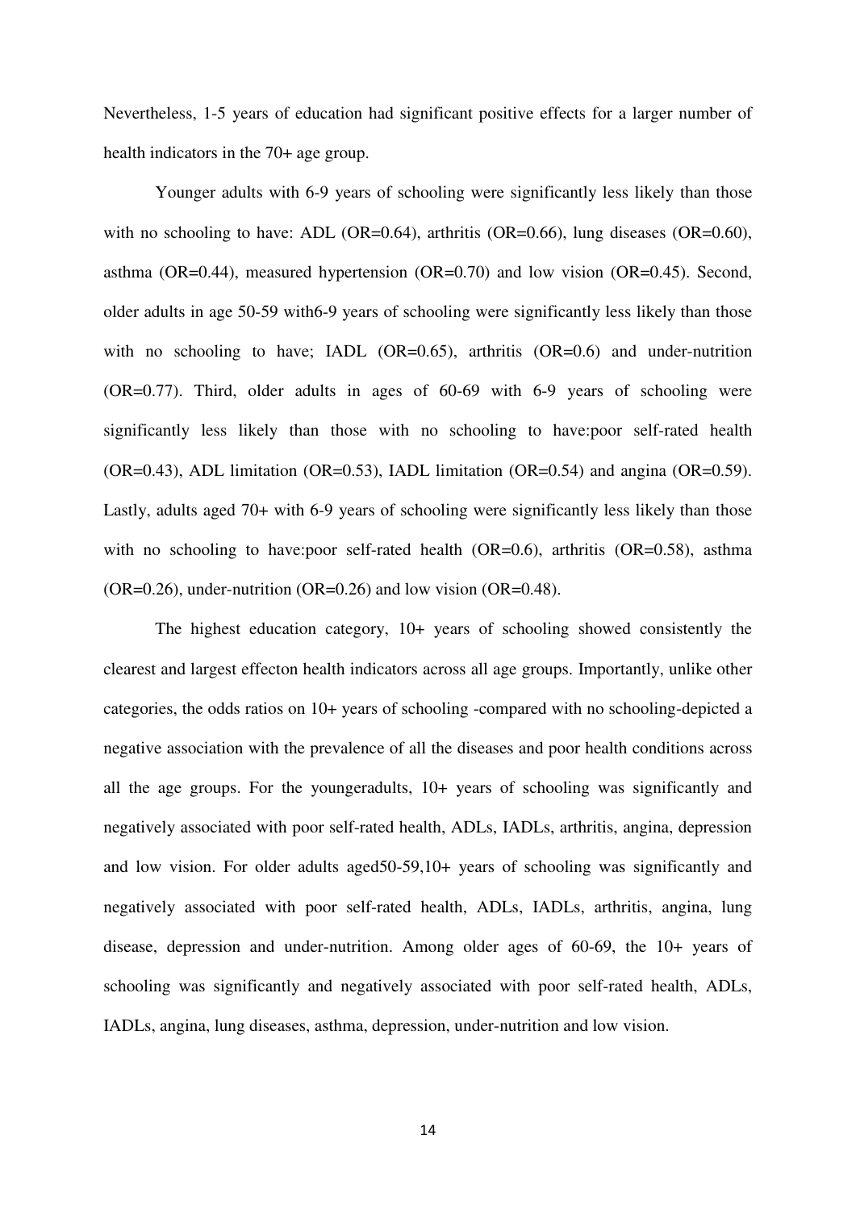Nevertheless, 1-5 years of education had significant positive effects for a larger number of health indicators in the 70+ age group.

Younger adults with 6-9 years of schooling were significantly less likely than those with no schooling to have: ADL (OR=0.64), arthritis (OR=0.66), lung diseases (OR=0.60), asthma (OR=0.44), measured hypertension (OR=0.70) and low vision (OR=0.45). Second, older adults in age 50-59 with6-9 years of schooling were significantly less likely than those with no schooling to have; IADL (OR=0.65), arthritis (OR=0.6) and under-nutrition (OR=0.77). Third, older adults in ages of 60-69 with 6-9 years of schooling were significantly less likely than those with no schooling to have:poor self-rated health (OR=0.43), ADL limitation (OR=0.53), IADL limitation (OR=0.54) and angina (OR=0.59). Lastly, adults aged 70+ with 6-9 years of schooling were significantly less likely than those with no schooling to have:poor self-rated health (OR=0.6), arthritis (OR=0.58), asthma (OR=0.26), under-nutrition (OR=0.26) and low vision (OR=0.48).

The highest education category, 10+ years of schooling showed consistently the clearest and largest effecton health indicators across all age groups. Importantly, unlike other categories, the odds ratios on 10+ years of schooling -compared with no schooling-depicted a negative association with the prevalence of all the diseases and poor health conditions across all the age groups. For the youngeradults, 10+ years of schooling was significantly and negatively associated with poor self-rated health, ADLs, IADLs, arthritis, angina, depression and low vision. For older adults aged50-59,10+ years of schooling was significantly and negatively associated with poor self-rated health, ADLs, IADLs, arthritis, angina, lung disease, depression and under-nutrition. Among older ages of 60-69, the 10+ years of schooling was significantly and negatively associated with poor self-rated health, ADLs, IADLs, angina, lung diseases, asthma, depression, under-nutrition and low vision.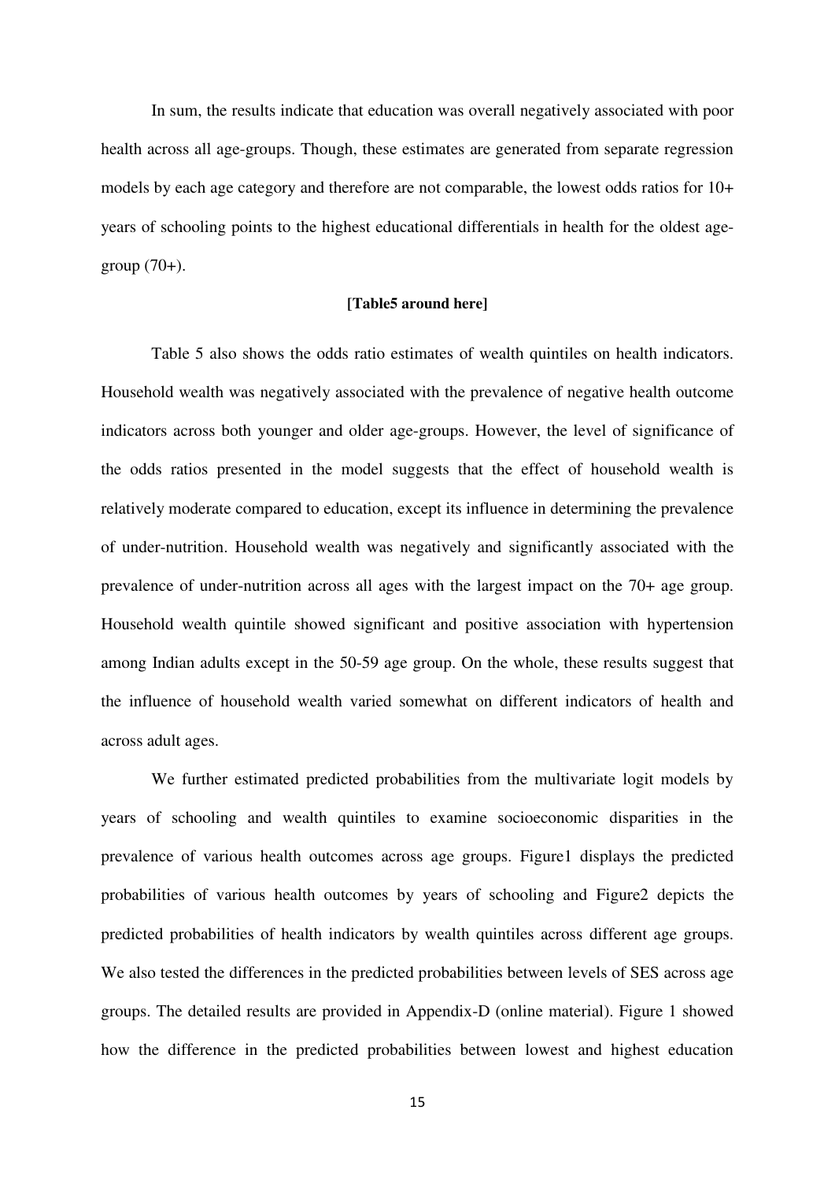In sum, the results indicate that education was overall negatively associated with poor health across all age-groups. Though, these estimates are generated from separate regression models by each age category and therefore are not comparable, the lowest odds ratios for 10+ years of schooling points to the highest educational differentials in health for the oldest age-group (70+).

**[Table5 around here]**

Table 5 also shows the odds ratio estimates of wealth quintiles on health indicators. Household wealth was negatively associated with the prevalence of negative health outcome indicators across both younger and older age-groups. However, the level of significance of the odds ratios presented in the model suggests that the effect of household wealth is relatively moderate compared to education, except its influence in determining the prevalence of under-nutrition. Household wealth was negatively and significantly associated with the prevalence of under-nutrition across all ages with the largest impact on the 70+ age group. Household wealth quintile showed significant and positive association with hypertension among Indian adults except in the 50-59 age group. On the whole, these results suggest that the influence of household wealth varied somewhat on different indicators of health and across adult ages.

We further estimated predicted probabilities from the multivariate logit models by years of schooling and wealth quintiles to examine socioeconomic disparities in the prevalence of various health outcomes across age groups. Figure1 displays the predicted probabilities of various health outcomes by years of schooling and Figure2 depicts the predicted probabilities of health indicators by wealth quintiles across different age groups. We also tested the differences in the predicted probabilities between levels of SES across age groups. The detailed results are provided in Appendix-D (online material). Figure 1 showed how the difference in the predicted probabilities between lowest and highest education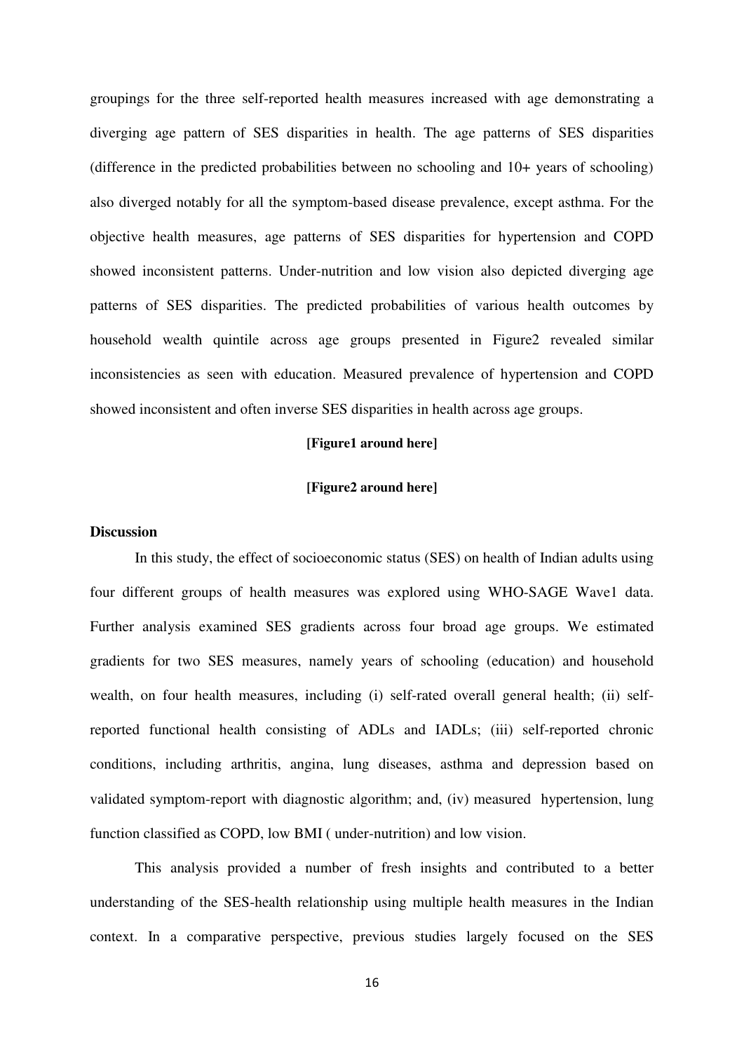groupings for the three self-reported health measures increased with age demonstrating a diverging age pattern of SES disparities in health. The age patterns of SES disparities (difference in the predicted probabilities between no schooling and 10+ years of schooling) also diverged notably for all the symptom-based disease prevalence, except asthma. For the objective health measures, age patterns of SES disparities for hypertension and COPD showed inconsistent patterns. Under-nutrition and low vision also depicted diverging age patterns of SES disparities. The predicted probabilities of various health outcomes by household wealth quintile across age groups presented in Figure2 revealed similar inconsistencies as seen with education. Measured prevalence of hypertension and COPD showed inconsistent and often inverse SES disparities in health across age groups.

**[Figure1 around here]**

**[Figure2 around here]**

## Discussion

In this study, the effect of socioeconomic status (SES) on health of Indian adults using four different groups of health measures was explored using WHO-SAGE Wave1 data. Further analysis examined SES gradients across four broad age groups. We estimated gradients for two SES measures, namely years of schooling (education) and household wealth, on four health measures, including (i) self-rated overall general health; (ii) self-reported functional health consisting of ADLs and IADLs; (iii) self-reported chronic conditions, including arthritis, angina, lung diseases, asthma and depression based on validated symptom-report with diagnostic algorithm; and, (iv) measured hypertension, lung function classified as COPD, low BMI ( under-nutrition) and low vision.

This analysis provided a number of fresh insights and contributed to a better understanding of the SES-health relationship using multiple health measures in the Indian context. In a comparative perspective, previous studies largely focused on the SES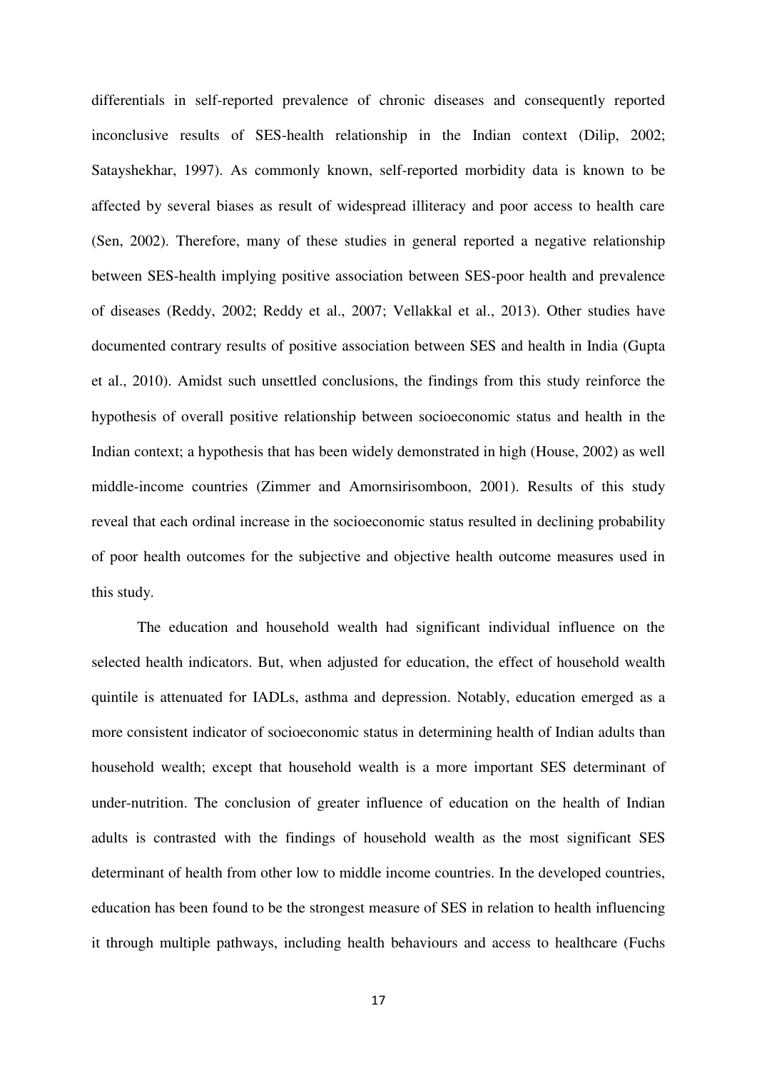differentials in self-reported prevalence of chronic diseases and consequently reported inconclusive results of SES-health relationship in the Indian context (Dilip, 2002; Satayshekhar, 1997). As commonly known, self-reported morbidity data is known to be affected by several biases as result of widespread illiteracy and poor access to health care (Sen, 2002). Therefore, many of these studies in general reported a negative relationship between SES-health implying positive association between SES-poor health and prevalence of diseases (Reddy, 2002; Reddy et al., 2007; Vellakkal et al., 2013). Other studies have documented contrary results of positive association between SES and health in India (Gupta et al., 2010). Amidst such unsettled conclusions, the findings from this study reinforce the hypothesis of overall positive relationship between socioeconomic status and health in the Indian context; a hypothesis that has been widely demonstrated in high (House, 2002) as well middle-income countries (Zimmer and Amornsirisomboon, 2001). Results of this study reveal that each ordinal increase in the socioeconomic status resulted in declining probability of poor health outcomes for the subjective and objective health outcome measures used in this study.

The education and household wealth had significant individual influence on the selected health indicators. But, when adjusted for education, the effect of household wealth quintile is attenuated for IADLs, asthma and depression. Notably, education emerged as a more consistent indicator of socioeconomic status in determining health of Indian adults than household wealth; except that household wealth is a more important SES determinant of under-nutrition. The conclusion of greater influence of education on the health of Indian adults is contrasted with the findings of household wealth as the most significant SES determinant of health from other low to middle income countries. In the developed countries, education has been found to be the strongest measure of SES in relation to health influencing it through multiple pathways, including health behaviours and access to healthcare (Fuchs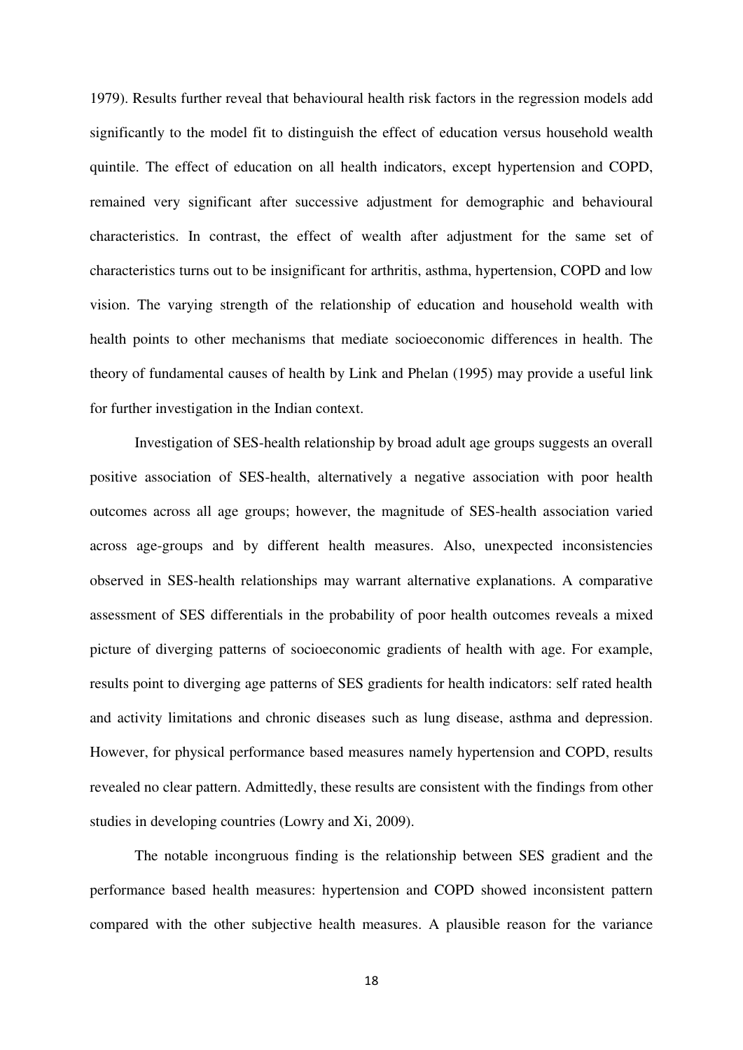1979). Results further reveal that behavioural health risk factors in the regression models add significantly to the model fit to distinguish the effect of education versus household wealth quintile. The effect of education on all health indicators, except hypertension and COPD, remained very significant after successive adjustment for demographic and behavioural characteristics. In contrast, the effect of wealth after adjustment for the same set of characteristics turns out to be insignificant for arthritis, asthma, hypertension, COPD and low vision. The varying strength of the relationship of education and household wealth with health points to other mechanisms that mediate socioeconomic differences in health. The theory of fundamental causes of health by Link and Phelan (1995) may provide a useful link for further investigation in the Indian context.

Investigation of SES-health relationship by broad adult age groups suggests an overall positive association of SES-health, alternatively a negative association with poor health outcomes across all age groups; however, the magnitude of SES-health association varied across age-groups and by different health measures. Also, unexpected inconsistencies observed in SES-health relationships may warrant alternative explanations. A comparative assessment of SES differentials in the probability of poor health outcomes reveals a mixed picture of diverging patterns of socioeconomic gradients of health with age. For example, results point to diverging age patterns of SES gradients for health indicators: self rated health and activity limitations and chronic diseases such as lung disease, asthma and depression. However, for physical performance based measures namely hypertension and COPD, results revealed no clear pattern. Admittedly, these results are consistent with the findings from other studies in developing countries (Lowry and Xi, 2009).

The notable incongruous finding is the relationship between SES gradient and the performance based health measures: hypertension and COPD showed inconsistent pattern compared with the other subjective health measures. A plausible reason for the variance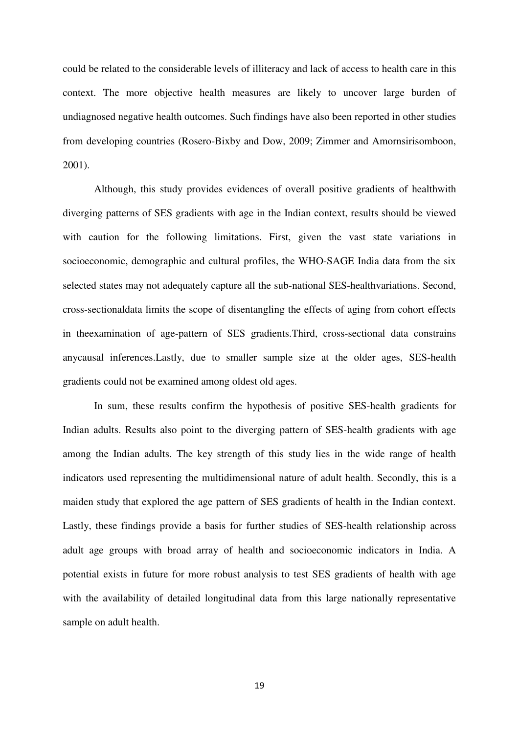could be related to the considerable levels of illiteracy and lack of access to health care in this context. The more objective health measures are likely to uncover large burden of undiagnosed negative health outcomes. Such findings have also been reported in other studies from developing countries (Rosero-Bixby and Dow, 2009; Zimmer and Amornsirisomboon, 2001).

Although, this study provides evidences of overall positive gradients of healthwith diverging patterns of SES gradients with age in the Indian context, results should be viewed with caution for the following limitations. First, given the vast state variations in socioeconomic, demographic and cultural profiles, the WHO-SAGE India data from the six selected states may not adequately capture all the sub-national SES-healthvariations. Second, cross-sectionaldata limits the scope of disentangling the effects of aging from cohort effects in theexamination of age-pattern of SES gradients.Third, cross-sectional data constrains anycausal inferences.Lastly, due to smaller sample size at the older ages, SES-health gradients could not be examined among oldest old ages.

In sum, these results confirm the hypothesis of positive SES-health gradients for Indian adults. Results also point to the diverging pattern of SES-health gradients with age among the Indian adults. The key strength of this study lies in the wide range of health indicators used representing the multidimensional nature of adult health. Secondly, this is a maiden study that explored the age pattern of SES gradients of health in the Indian context. Lastly, these findings provide a basis for further studies of SES-health relationship across adult age groups with broad array of health and socioeconomic indicators in India. A potential exists in future for more robust analysis to test SES gradients of health with age with the availability of detailed longitudinal data from this large nationally representative sample on adult health.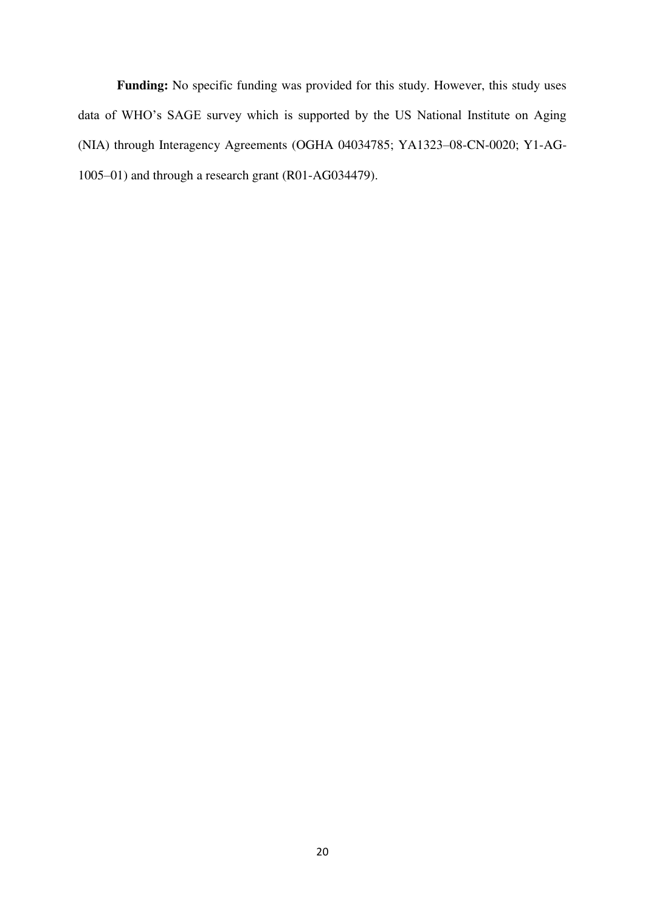**Funding:** No specific funding was provided for this study. However, this study uses data of WHO's SAGE survey which is supported by the US National Institute on Aging (NIA) through Interagency Agreements (OGHA 04034785; YA1323–08-CN-0020; Y1-AG-1005–01) and through a research grant (R01-AG034479).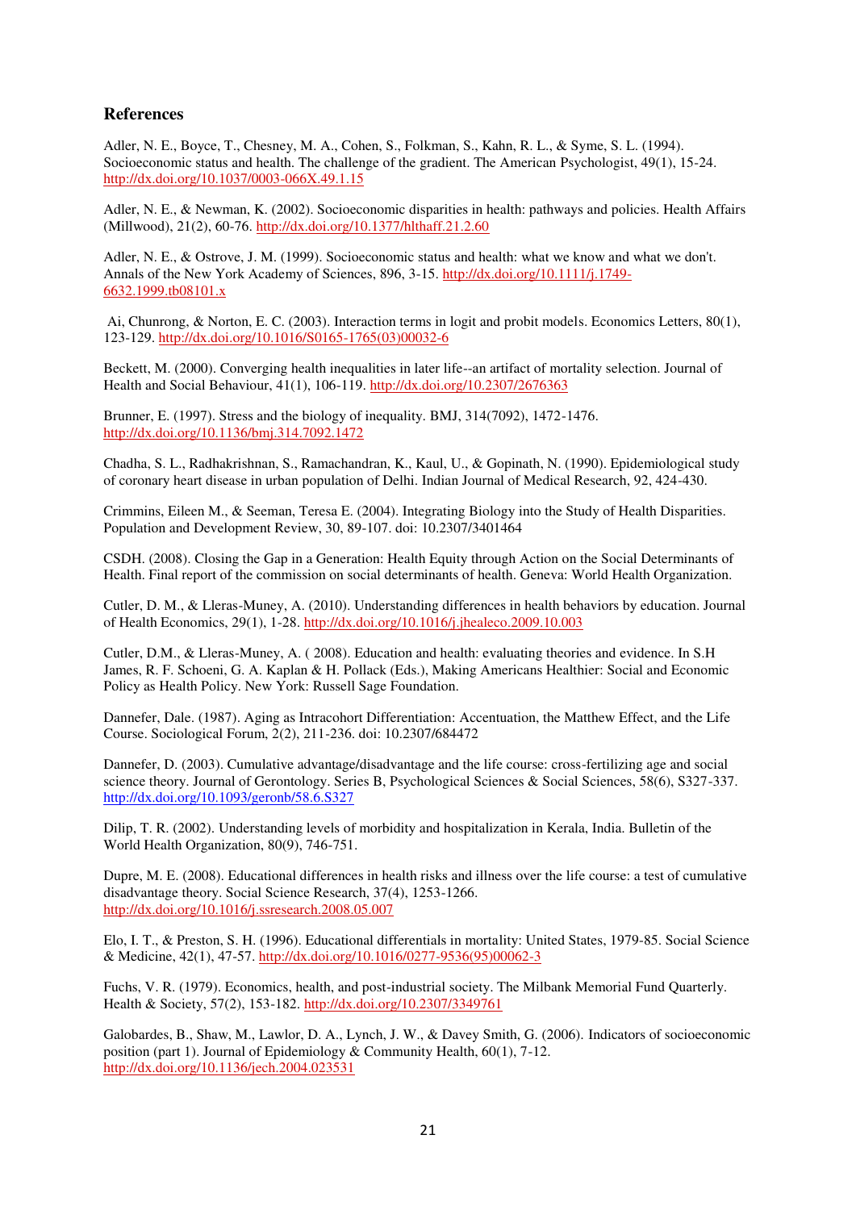## References

Adler, N. E., Boyce, T., Chesney, M. A., Cohen, S., Folkman, S., Kahn, R. L., & Syme, S. L. (1994). Socioeconomic status and health. The challenge of the gradient. The American Psychologist, 49(1), 15-24. http://dx.doi.org/10.1037/0003-066X.49.1.15

Adler, N. E., & Newman, K. (2002). Socioeconomic disparities in health: pathways and policies. Health Affairs (Millwood), 21(2), 60-76. http://dx.doi.org/10.1377/hlthaff.21.2.60

Adler, N. E., & Ostrove, J. M. (1999). Socioeconomic status and health: what we know and what we don't. Annals of the New York Academy of Sciences, 896, 3-15. http://dx.doi.org/10.1111/j.1749-6632.1999.tb08101.x

Ai, Chunrong, & Norton, E. C. (2003). Interaction terms in logit and probit models. Economics Letters, 80(1), 123-129. http://dx.doi.org/10.1016/S0165-1765(03)00032-6

Beckett, M. (2000). Converging health inequalities in later life--an artifact of mortality selection. Journal of Health and Social Behaviour, 41(1), 106-119. http://dx.doi.org/10.2307/2676363

Brunner, E. (1997). Stress and the biology of inequality. BMJ, 314(7092), 1472-1476. http://dx.doi.org/10.1136/bmj.314.7092.1472

Chadha, S. L., Radhakrishnan, S., Ramachandran, K., Kaul, U., & Gopinath, N. (1990). Epidemiological study of coronary heart disease in urban population of Delhi. Indian Journal of Medical Research, 92, 424-430.

Crimmins, Eileen M., & Seeman, Teresa E. (2004). Integrating Biology into the Study of Health Disparities. Population and Development Review, 30, 89-107. doi: 10.2307/3401464

CSDH. (2008). Closing the Gap in a Generation: Health Equity through Action on the Social Determinants of Health. Final report of the commission on social determinants of health. Geneva: World Health Organization.

Cutler, D. M., & Lleras-Muney, A. (2010). Understanding differences in health behaviors by education. Journal of Health Economics, 29(1), 1-28. http://dx.doi.org/10.1016/j.jhealeco.2009.10.003

Cutler, D.M., & Lleras-Muney, A. ( 2008). Education and health: evaluating theories and evidence. In S.H James, R. F. Schoeni, G. A. Kaplan & H. Pollack (Eds.), Making Americans Healthier: Social and Economic Policy as Health Policy. New York: Russell Sage Foundation.

Dannefer, Dale. (1987). Aging as Intracohort Differentiation: Accentuation, the Matthew Effect, and the Life Course. Sociological Forum, 2(2), 211-236. doi: 10.2307/684472

Dannefer, D. (2003). Cumulative advantage/disadvantage and the life course: cross-fertilizing age and social science theory. Journal of Gerontology. Series B, Psychological Sciences & Social Sciences, 58(6), S327-337. http://dx.doi.org/10.1093/geronb/58.6.S327

Dilip, T. R. (2002). Understanding levels of morbidity and hospitalization in Kerala, India. Bulletin of the World Health Organization, 80(9), 746-751.

Dupre, M. E. (2008). Educational differences in health risks and illness over the life course: a test of cumulative disadvantage theory. Social Science Research, 37(4), 1253-1266. http://dx.doi.org/10.1016/j.ssresearch.2008.05.007

Elo, I. T., & Preston, S. H. (1996). Educational differentials in mortality: United States, 1979-85. Social Science & Medicine, 42(1), 47-57. http://dx.doi.org/10.1016/0277-9536(95)00062-3

Fuchs, V. R. (1979). Economics, health, and post-industrial society. The Milbank Memorial Fund Quarterly. Health & Society, 57(2), 153-182. http://dx.doi.org/10.2307/3349761

Galobardes, B., Shaw, M., Lawlor, D. A., Lynch, J. W., & Davey Smith, G. (2006). Indicators of socioeconomic position (part 1). Journal of Epidemiology & Community Health, 60(1), 7-12. http://dx.doi.org/10.1136/jech.2004.023531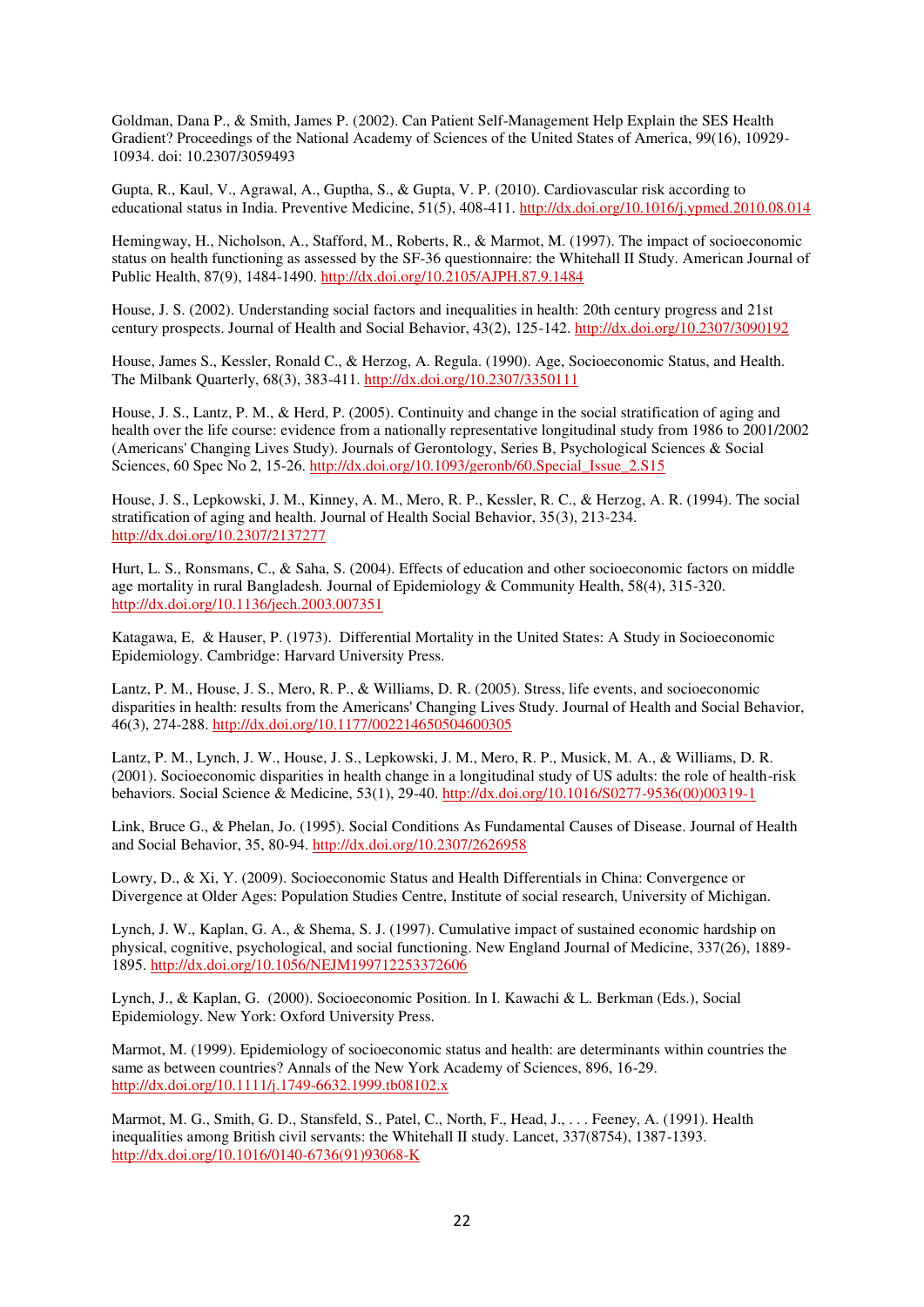Goldman, Dana P., & Smith, James P. (2002). Can Patient Self-Management Help Explain the SES Health Gradient? Proceedings of the National Academy of Sciences of the United States of America, 99(16), 10929-10934. doi: 10.2307/3059493

Gupta, R., Kaul, V., Agrawal, A., Guptha, S., & Gupta, V. P. (2010). Cardiovascular risk according to educational status in India. Preventive Medicine, 51(5), 408-411. http://dx.doi.org/10.1016/j.ypmed.2010.08.014

Hemingway, H., Nicholson, A., Stafford, M., Roberts, R., & Marmot, M. (1997). The impact of socioeconomic status on health functioning as assessed by the SF-36 questionnaire: the Whitehall II Study. American Journal of Public Health, 87(9), 1484-1490. http://dx.doi.org/10.2105/AJPH.87.9.1484

House, J. S. (2002). Understanding social factors and inequalities in health: 20th century progress and 21st century prospects. Journal of Health and Social Behavior, 43(2), 125-142. http://dx.doi.org/10.2307/3090192

House, James S., Kessler, Ronald C., & Herzog, A. Regula. (1990). Age, Socioeconomic Status, and Health. The Milbank Quarterly, 68(3), 383-411. http://dx.doi.org/10.2307/3350111

House, J. S., Lantz, P. M., & Herd, P. (2005). Continuity and change in the social stratification of aging and health over the life course: evidence from a nationally representative longitudinal study from 1986 to 2001/2002 (Americans' Changing Lives Study). Journals of Gerontology, Series B, Psychological Sciences & Social Sciences, 60 Spec No 2, 15-26. http://dx.doi.org/10.1093/geronb/60.Special_Issue_2.S15

House, J. S., Lepkowski, J. M., Kinney, A. M., Mero, R. P., Kessler, R. C., & Herzog, A. R. (1994). The social stratification of aging and health. Journal of Health Social Behavior, 35(3), 213-234. http://dx.doi.org/10.2307/2137277

Hurt, L. S., Ronsmans, C., & Saha, S. (2004). Effects of education and other socioeconomic factors on middle age mortality in rural Bangladesh. Journal of Epidemiology & Community Health, 58(4), 315-320. http://dx.doi.org/10.1136/jech.2003.007351

Katagawa, E, & Hauser, P. (1973). Differential Mortality in the United States: A Study in Socioeconomic Epidemiology. Cambridge: Harvard University Press.

Lantz, P. M., House, J. S., Mero, R. P., & Williams, D. R. (2005). Stress, life events, and socioeconomic disparities in health: results from the Americans' Changing Lives Study. Journal of Health and Social Behavior, 46(3), 274-288. http://dx.doi.org/10.1177/002214650504600305

Lantz, P. M., Lynch, J. W., House, J. S., Lepkowski, J. M., Mero, R. P., Musick, M. A., & Williams, D. R. (2001). Socioeconomic disparities in health change in a longitudinal study of US adults: the role of health-risk behaviors. Social Science & Medicine, 53(1), 29-40. http://dx.doi.org/10.1016/S0277-9536(00)00319-1

Link, Bruce G., & Phelan, Jo. (1995). Social Conditions As Fundamental Causes of Disease. Journal of Health and Social Behavior, 35, 80-94. http://dx.doi.org/10.2307/2626958

Lowry, D., & Xi, Y. (2009). Socioeconomic Status and Health Differentials in China: Convergence or Divergence at Older Ages: Population Studies Centre, Institute of social research, University of Michigan.

Lynch, J. W., Kaplan, G. A., & Shema, S. J. (1997). Cumulative impact of sustained economic hardship on physical, cognitive, psychological, and social functioning. New England Journal of Medicine, 337(26), 1889-1895. http://dx.doi.org/10.1056/NEJM199712253372606

Lynch, J., & Kaplan, G. (2000). Socioeconomic Position. In I. Kawachi & L. Berkman (Eds.), Social Epidemiology. New York: Oxford University Press.

Marmot, M. (1999). Epidemiology of socioeconomic status and health: are determinants within countries the same as between countries? Annals of the New York Academy of Sciences, 896, 16-29. http://dx.doi.org/10.1111/j.1749-6632.1999.tb08102.x

Marmot, M. G., Smith, G. D., Stansfeld, S., Patel, C., North, F., Head, J., . . . Feeney, A. (1991). Health inequalities among British civil servants: the Whitehall II study. Lancet, 337(8754), 1387-1393. http://dx.doi.org/10.1016/0140-6736(91)93068-K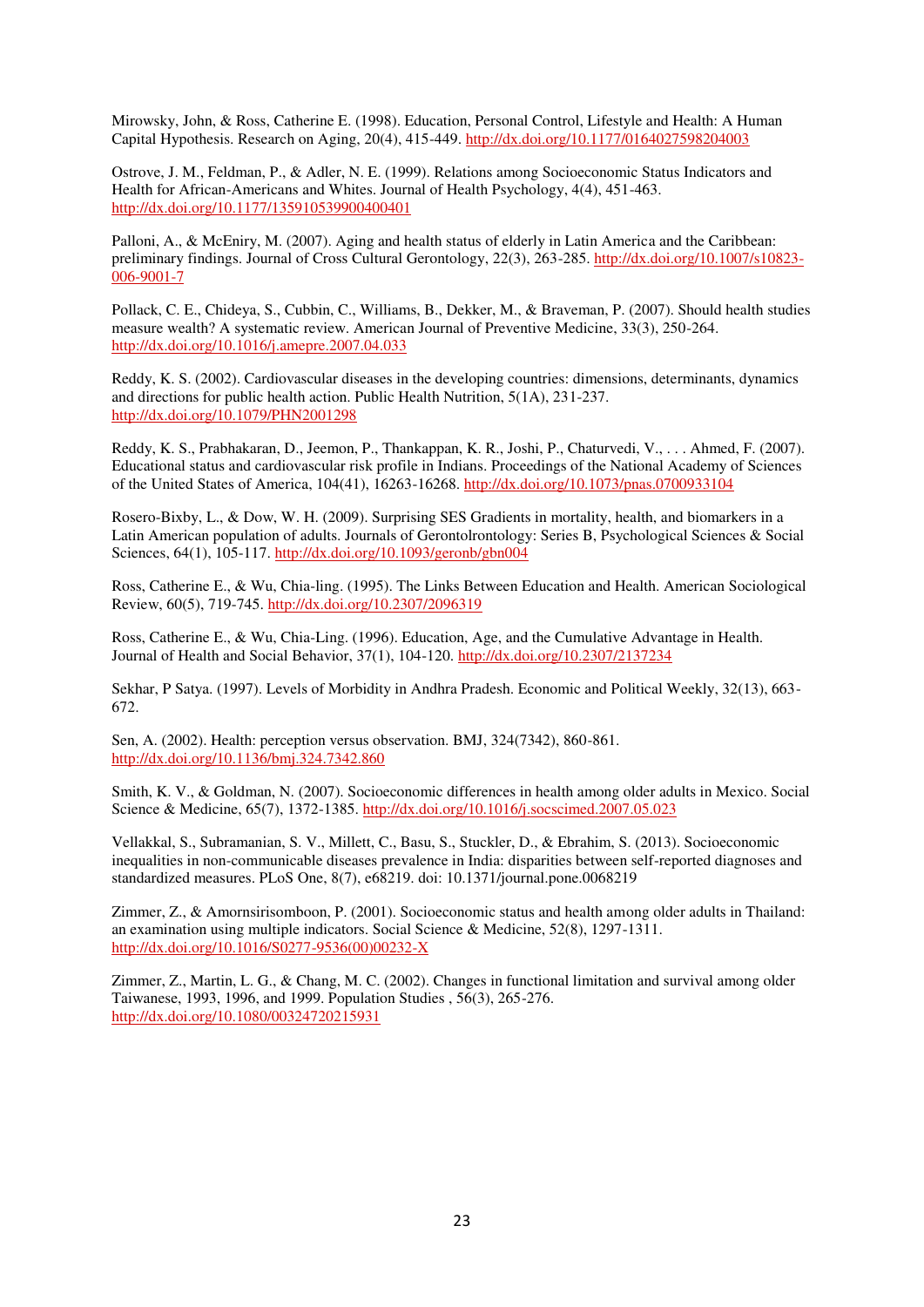Mirowsky, John, & Ross, Catherine E. (1998). Education, Personal Control, Lifestyle and Health: A Human Capital Hypothesis. Research on Aging, 20(4), 415-449. http://dx.doi.org/10.1177/0164027598204003

Ostrove, J. M., Feldman, P., & Adler, N. E. (1999). Relations among Socioeconomic Status Indicators and Health for African-Americans and Whites. Journal of Health Psychology, 4(4), 451-463. http://dx.doi.org/10.1177/135910539900400401

Palloni, A., & McEniry, M. (2007). Aging and health status of elderly in Latin America and the Caribbean: preliminary findings. Journal of Cross Cultural Gerontology, 22(3), 263-285. http://dx.doi.org/10.1007/s10823-006-9001-7

Pollack, C. E., Chideya, S., Cubbin, C., Williams, B., Dekker, M., & Braveman, P. (2007). Should health studies measure wealth? A systematic review. American Journal of Preventive Medicine, 33(3), 250-264. http://dx.doi.org/10.1016/j.amepre.2007.04.033

Reddy, K. S. (2002). Cardiovascular diseases in the developing countries: dimensions, determinants, dynamics and directions for public health action. Public Health Nutrition, 5(1A), 231-237. http://dx.doi.org/10.1079/PHN2001298

Reddy, K. S., Prabhakaran, D., Jeemon, P., Thankappan, K. R., Joshi, P., Chaturvedi, V., . . . Ahmed, F. (2007). Educational status and cardiovascular risk profile in Indians. Proceedings of the National Academy of Sciences of the United States of America, 104(41), 16263-16268. http://dx.doi.org/10.1073/pnas.0700933104

Rosero-Bixby, L., & Dow, W. H. (2009). Surprising SES Gradients in mortality, health, and biomarkers in a Latin American population of adults. Journals of Gerontolrontology: Series B, Psychological Sciences & Social Sciences, 64(1), 105-117. http://dx.doi.org/10.1093/geronb/gbn004

Ross, Catherine E., & Wu, Chia-ling. (1995). The Links Between Education and Health. American Sociological Review, 60(5), 719-745. http://dx.doi.org/10.2307/2096319

Ross, Catherine E., & Wu, Chia-Ling. (1996). Education, Age, and the Cumulative Advantage in Health. Journal of Health and Social Behavior, 37(1), 104-120. http://dx.doi.org/10.2307/2137234

Sekhar, P Satya. (1997). Levels of Morbidity in Andhra Pradesh. Economic and Political Weekly, 32(13), 663-672.

Sen, A. (2002). Health: perception versus observation. BMJ, 324(7342), 860-861. http://dx.doi.org/10.1136/bmj.324.7342.860

Smith, K. V., & Goldman, N. (2007). Socioeconomic differences in health among older adults in Mexico. Social Science & Medicine, 65(7), 1372-1385. http://dx.doi.org/10.1016/j.socscimed.2007.05.023

Vellakkal, S., Subramanian, S. V., Millett, C., Basu, S., Stuckler, D., & Ebrahim, S. (2013). Socioeconomic inequalities in non-communicable diseases prevalence in India: disparities between self-reported diagnoses and standardized measures. PLoS One, 8(7), e68219. doi: 10.1371/journal.pone.0068219

Zimmer, Z., & Amornsirisomboon, P. (2001). Socioeconomic status and health among older adults in Thailand: an examination using multiple indicators. Social Science & Medicine, 52(8), 1297-1311. http://dx.doi.org/10.1016/S0277-9536(00)00232-X

Zimmer, Z., Martin, L. G., & Chang, M. C. (2002). Changes in functional limitation and survival among older Taiwanese, 1993, 1996, and 1999. Population Studies , 56(3), 265-276. http://dx.doi.org/10.1080/00324720215931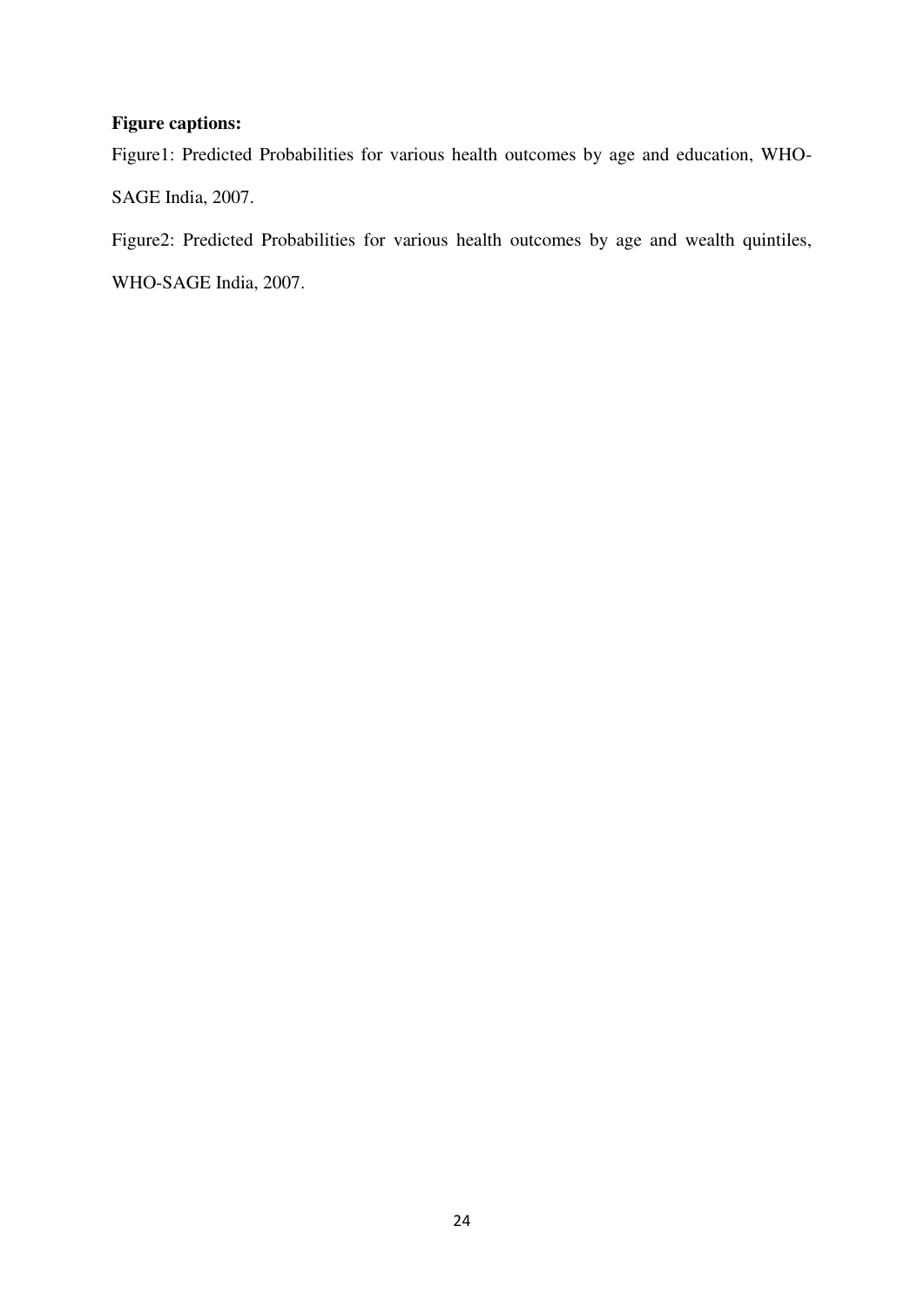**Figure captions:**

Figure1: Predicted Probabilities for various health outcomes by age and education, WHO-SAGE India, 2007.

Figure2: Predicted Probabilities for various health outcomes by age and wealth quintiles, WHO-SAGE India, 2007.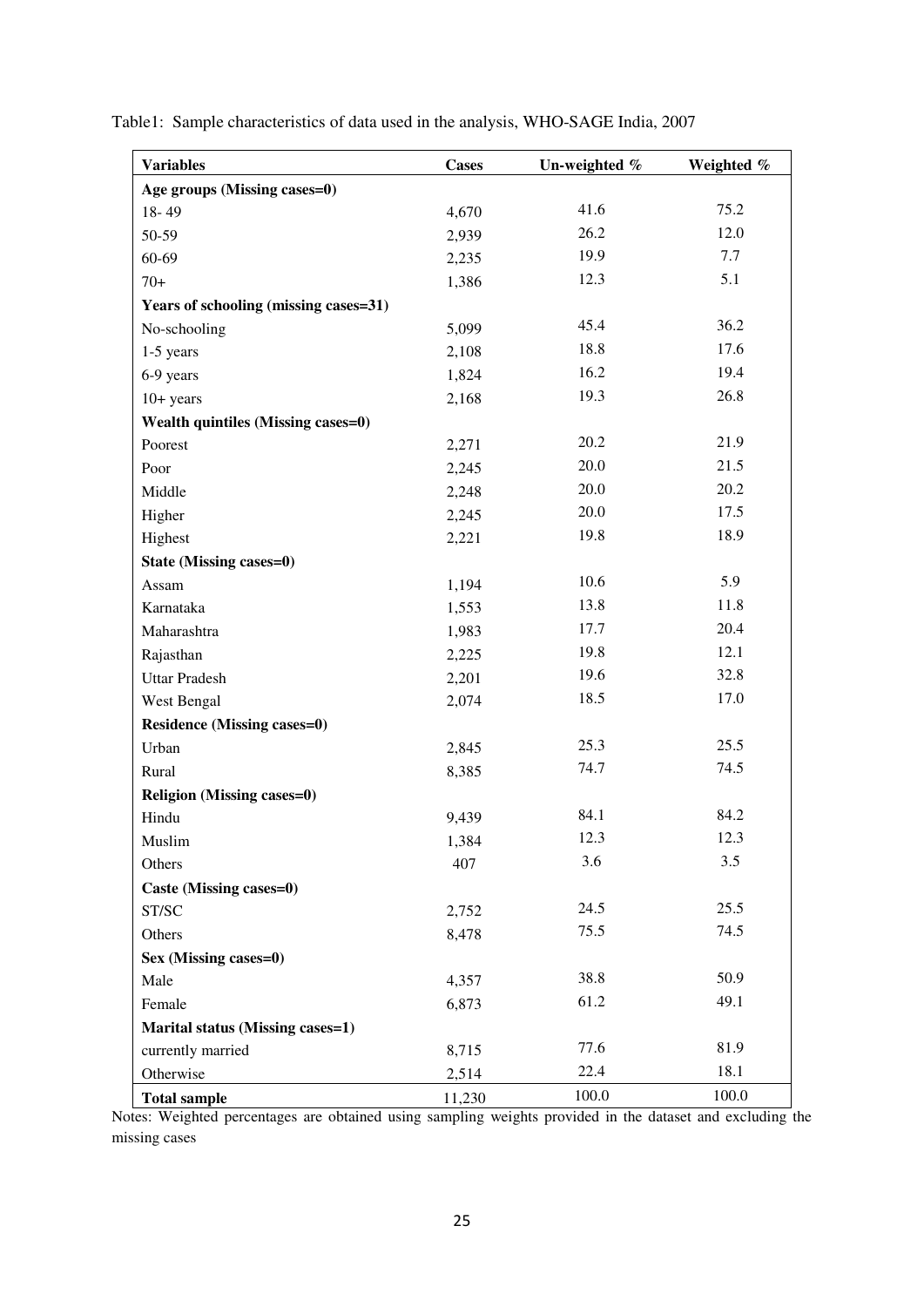Table1: Sample characteristics of data used in the analysis, WHO-SAGE India, 2007

| Variables | Cases | Un-weighted % | Weighted % |
|---|---|---|---|
| **Age groups (Missing cases=0)** | | | |
| 18- 49 | 4,670 | 41.6 | 75.2 |
| 50-59 | 2,939 | 26.2 | 12.0 |
| 60-69 | 2,235 | 19.9 | 7.7 |
| 70+ | 1,386 | 12.3 | 5.1 |
| **Years of schooling (missing cases=31)** | | | |
| No-schooling | 5,099 | 45.4 | 36.2 |
| 1-5 years | 2,108 | 18.8 | 17.6 |
| 6-9 years | 1,824 | 16.2 | 19.4 |
| 10+ years | 2,168 | 19.3 | 26.8 |
| **Wealth quintiles (Missing cases=0)** | | | |
| Poorest | 2,271 | 20.2 | 21.9 |
| Poor | 2,245 | 20.0 | 21.5 |
| Middle | 2,248 | 20.0 | 20.2 |
| Higher | 2,245 | 20.0 | 17.5 |
| Highest | 2,221 | 19.8 | 18.9 |
| **State (Missing cases=0)** | | | |
| Assam | 1,194 | 10.6 | 5.9 |
| Karnataka | 1,553 | 13.8 | 11.8 |
| Maharashtra | 1,983 | 17.7 | 20.4 |
| Rajasthan | 2,225 | 19.8 | 12.1 |
| Uttar Pradesh | 2,201 | 19.6 | 32.8 |
| West Bengal | 2,074 | 18.5 | 17.0 |
| **Residence (Missing cases=0)** | | | |
| Urban | 2,845 | 25.3 | 25.5 |
| Rural | 8,385 | 74.7 | 74.5 |
| **Religion (Missing cases=0)** | | | |
| Hindu | 9,439 | 84.1 | 84.2 |
| Muslim | 1,384 | 12.3 | 12.3 |
| Others | 407 | 3.6 | 3.5 |
| **Caste (Missing cases=0)** | | | |
| ST/SC | 2,752 | 24.5 | 25.5 |
| Others | 8,478 | 75.5 | 74.5 |
| **Sex (Missing cases=0)** | | | |
| Male | 4,357 | 38.8 | 50.9 |
| Female | 6,873 | 61.2 | 49.1 |
| **Marital status (Missing cases=1)** | | | |
| currently married | 8,715 | 77.6 | 81.9 |
| Otherwise | 2,514 | 22.4 | 18.1 |
| **Total sample** | 11,230 | 100.0 | 100.0 |

Notes: Weighted percentages are obtained using sampling weights provided in the dataset and excluding the missing cases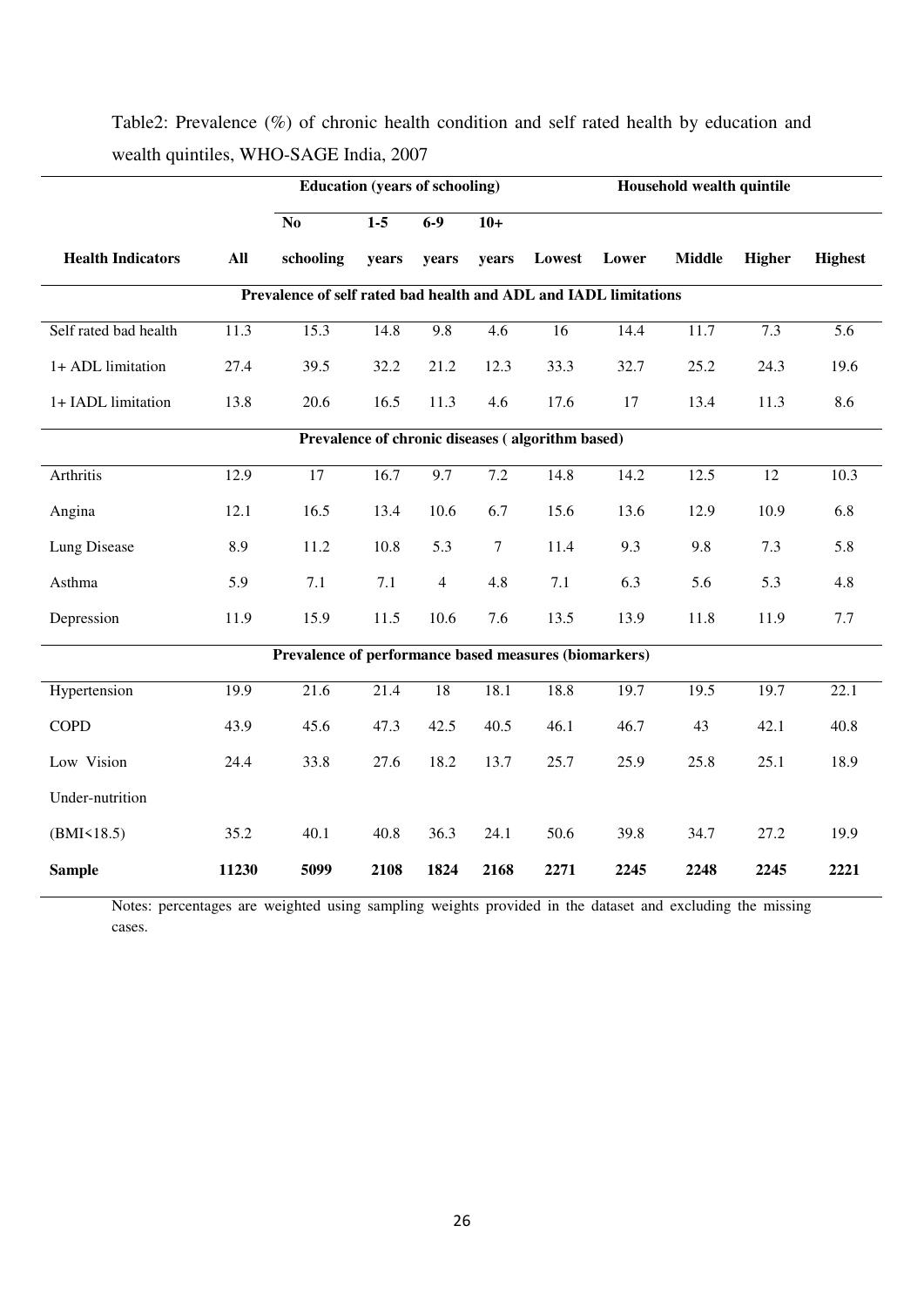Table2: Prevalence (%) of chronic health condition and self rated health by education and wealth quintiles, WHO-SAGE India, 2007

| | | Education (years of schooling) | | | | Household wealth quintile | | | | |
|---|---|---|---|---|---|---|---|---|---|---|
| | | No | 1-5 | 6-9 | 10+ | | | | | |
| **Health Indicators** | **All** | **schooling** | **years** | **years** | **years** | **Lowest** | **Lower** | **Middle** | **Higher** | **Highest** |
| **Prevalence of self rated bad health and ADL and IADL limitations** | | | | | | | | | | |
| Self rated bad health | 11.3 | 15.3 | 14.8 | 9.8 | 4.6 | 16 | 14.4 | 11.7 | 7.3 | 5.6 |
| 1+ ADL limitation | 27.4 | 39.5 | 32.2 | 21.2 | 12.3 | 33.3 | 32.7 | 25.2 | 24.3 | 19.6 |
| 1+ IADL limitation | 13.8 | 20.6 | 16.5 | 11.3 | 4.6 | 17.6 | 17 | 13.4 | 11.3 | 8.6 |
| **Prevalence of chronic diseases ( algorithm based)** | | | | | | | | | | |
| Arthritis | 12.9 | 17 | 16.7 | 9.7 | 7.2 | 14.8 | 14.2 | 12.5 | 12 | 10.3 |
| Angina | 12.1 | 16.5 | 13.4 | 10.6 | 6.7 | 15.6 | 13.6 | 12.9 | 10.9 | 6.8 |
| Lung Disease | 8.9 | 11.2 | 10.8 | 5.3 | 7 | 11.4 | 9.3 | 9.8 | 7.3 | 5.8 |
| Asthma | 5.9 | 7.1 | 7.1 | 4 | 4.8 | 7.1 | 6.3 | 5.6 | 5.3 | 4.8 |
| Depression | 11.9 | 15.9 | 11.5 | 10.6 | 7.6 | 13.5 | 13.9 | 11.8 | 11.9 | 7.7 |
| **Prevalence of performance based measures (biomarkers)** | | | | | | | | | | |
| Hypertension | 19.9 | 21.6 | 21.4 | 18 | 18.1 | 18.8 | 19.7 | 19.5 | 19.7 | 22.1 |
| COPD | 43.9 | 45.6 | 47.3 | 42.5 | 40.5 | 46.1 | 46.7 | 43 | 42.1 | 40.8 |
| Low Vision | 24.4 | 33.8 | 27.6 | 18.2 | 13.7 | 25.7 | 25.9 | 25.8 | 25.1 | 18.9 |
| Under-nutrition (BMI<18.5) | 35.2 | 40.1 | 40.8 | 36.3 | 24.1 | 50.6 | 39.8 | 34.7 | 27.2 | 19.9 |
| **Sample** | **11230** | **5099** | **2108** | **1824** | **2168** | **2271** | **2245** | **2248** | **2245** | **2221** |

Notes: percentages are weighted using sampling weights provided in the dataset and excluding the missing cases.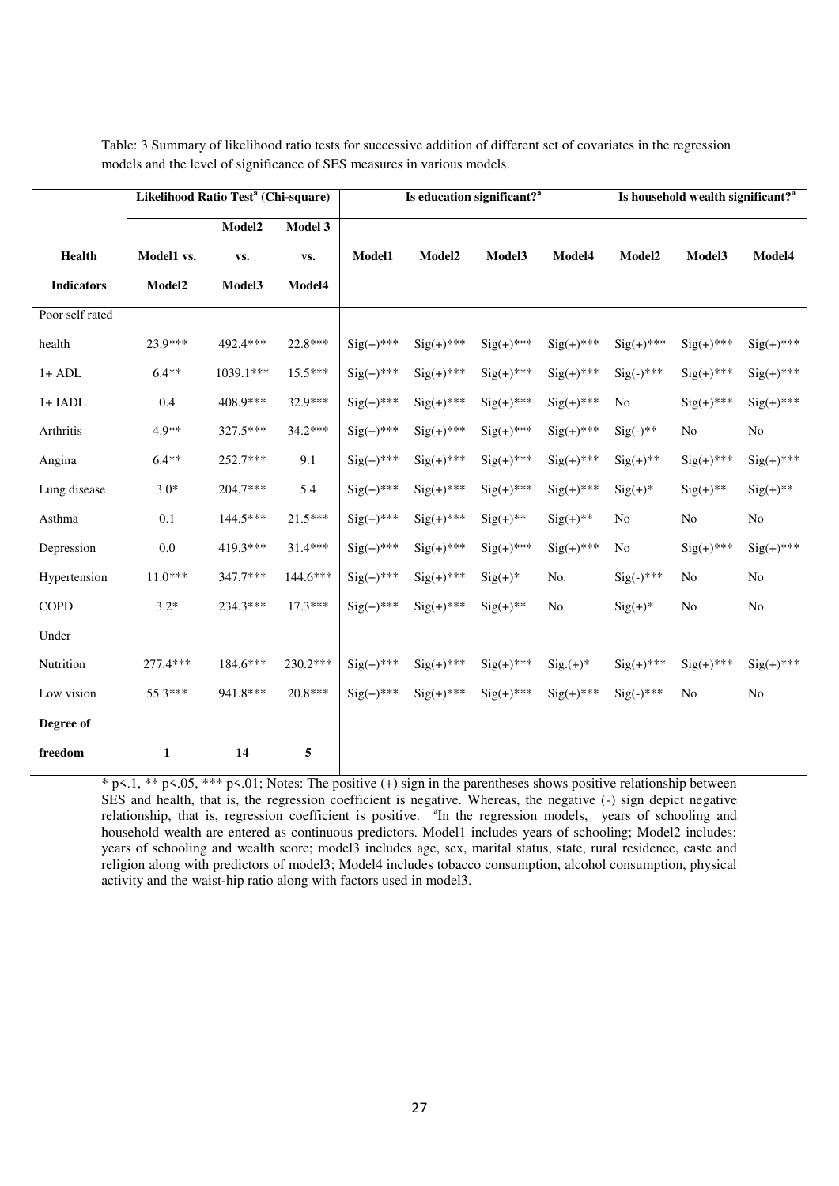Table: 3 Summary of likelihood ratio tests for successive addition of different set of covariates in the regression models and the level of significance of SES measures in various models.

| Health Indicators | Likelihood Ratio Test[a] (Chi-square) | | | Is education significant?[a] | | | | Is household wealth significant?[a] | | |
|---|---|---|---|---|---|---|---|---|---|---|
| | Model1 vs. Model2 | Model2 vs. Model3 | Model 3 vs. Model4 | Model1 | Model2 | Model3 | Model4 | Model2 | Model3 | Model4 |
| Poor self rated health | 23.9*** | 492.4*** | 22.8*** | Sig(+)*** | Sig(+)*** | Sig(+)*** | Sig(+)*** | Sig(+)*** | Sig(+)*** | Sig(+)*** |
| 1+ ADL | 6.4** | 1039.1*** | 15.5*** | Sig(+)*** | Sig(+)*** | Sig(+)*** | Sig(+)*** | Sig(-)*** | Sig(+)*** | Sig(+)*** |
| 1+ IADL | 0.4 | 408.9*** | 32.9*** | Sig(+)*** | Sig(+)*** | Sig(+)*** | Sig(+)*** | No | Sig(+)*** | Sig(+)*** |
| Arthritis | 4.9** | 327.5*** | 34.2*** | Sig(+)*** | Sig(+)*** | Sig(+)*** | Sig(+)*** | Sig(-)** | No | No |
| Angina | 6.4** | 252.7*** | 9.1 | Sig(+)*** | Sig(+)*** | Sig(+)*** | Sig(+)*** | Sig(+)** | Sig(+)*** | Sig(+)*** |
| Lung disease | 3.0* | 204.7*** | 5.4 | Sig(+)*** | Sig(+)*** | Sig(+)*** | Sig(+)*** | Sig(+)* | Sig(+)** | Sig(+)** |
| Asthma | 0.1 | 144.5*** | 21.5*** | Sig(+)*** | Sig(+)*** | Sig(+)** | Sig(+)** | No | No | No |
| Depression | 0.0 | 419.3*** | 31.4*** | Sig(+)*** | Sig(+)*** | Sig(+)*** | Sig(+)*** | No | Sig(+)*** | Sig(+)*** |
| Hypertension | 11.0*** | 347.7*** | 144.6*** | Sig(+)*** | Sig(+)*** | Sig(+)* | No. | Sig(-)*** | No | No |
| COPD | 3.2* | 234.3*** | 17.3*** | Sig(+)*** | Sig(+)*** | Sig(+)** | No | Sig(+)* | No | No. |
| Under Nutrition | 277.4*** | 184.6*** | 230.2*** | Sig(+)*** | Sig(+)*** | Sig(+)*** | Sig.(+)* | Sig(+)*** | Sig(+)*** | Sig(+)*** |
| Low vision | 55.3*** | 941.8*** | 20.8*** | Sig(+)*** | Sig(+)*** | Sig(+)*** | Sig(+)*** | Sig(-)*** | No | No |
| **Degree of freedom** | **1** | **14** | **5** | | | | | | | |

* p<.1, ** p<.05, *** p<.01; Notes: The positive (+) sign in the parentheses shows positive relationship between SES and health, that is, the regression coefficient is negative. Whereas, the negative (-) sign depict negative relationship, that is, regression coefficient is positive. [a]In the regression models, years of schooling and household wealth are entered as continuous predictors. Model1 includes years of schooling; Model2 includes: years of schooling and wealth score; model3 includes age, sex, marital status, state, rural residence, caste and religion along with predictors of model3; Model4 includes tobacco consumption, alcohol consumption, physical activity and the waist-hip ratio along with factors used in model3.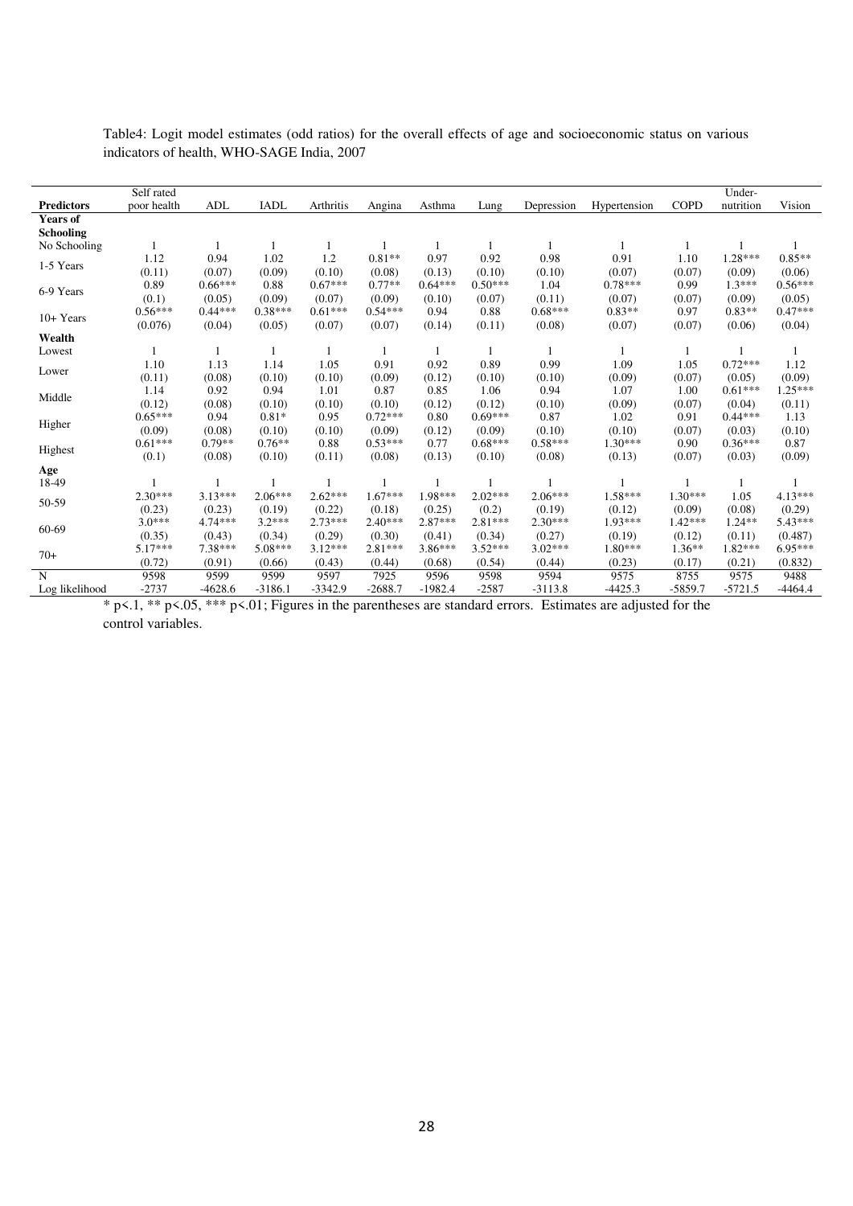Table4: Logit model estimates (odd ratios) for the overall effects of age and socioeconomic status on various indicators of health, WHO-SAGE India, 2007

| Predictors | Self rated poor health | ADL | IADL | Arthritis | Angina | Asthma | Lung | Depression | Hypertension | COPD | Under-nutrition | Vision |
|---|---|---|---|---|---|---|---|---|---|---|---|---|
| **Years of Schooling** | | | | | | | | | | | | |
| No Schooling | 1 | 1 | 1 | 1 | 1 | 1 | 1 | 1 | 1 | 1 | 1 | 1 |
| 1-5 Years | 1.12 | 0.94 | 1.02 | 1.2 | 0.81** | 0.97 | 0.92 | 0.98 | 0.91 | 1.10 | 1.28*** | 0.85** |
| | (0.11) | (0.07) | (0.09) | (0.10) | (0.08) | (0.13) | (0.10) | (0.10) | (0.07) | (0.07) | (0.09) | (0.06) |
| 6-9 Years | 0.89 | 0.66*** | 0.88 | 0.67*** | 0.77** | 0.64*** | 0.50*** | 1.04 | 0.78*** | 0.99 | 1.3*** | 0.56*** |
| | (0.1) | (0.05) | (0.09) | (0.07) | (0.09) | (0.10) | (0.07) | (0.11) | (0.07) | (0.07) | (0.09) | (0.05) |
| 10+ Years | 0.56*** | 0.44*** | 0.38*** | 0.61*** | 0.54*** | 0.94 | 0.88 | 0.68*** | 0.83** | 0.97 | 0.83** | 0.47*** |
| | (0.076) | (0.04) | (0.05) | (0.07) | (0.07) | (0.14) | (0.11) | (0.08) | (0.07) | (0.07) | (0.06) | (0.04) |
| **Wealth** | | | | | | | | | | | | |
| Lowest | 1 | 1 | 1 | 1 | 1 | 1 | 1 | 1 | 1 | 1 | 1 | 1 |
| Lower | 1.10 | 1.13 | 1.14 | 1.05 | 0.91 | 0.92 | 0.89 | 0.99 | 1.09 | 1.05 | 0.72*** | 1.12 |
| | (0.11) | (0.08) | (0.10) | (0.10) | (0.09) | (0.12) | (0.10) | (0.10) | (0.09) | (0.07) | (0.05) | (0.09) |
| Middle | 1.14 | 0.92 | 0.94 | 1.01 | 0.87 | 0.85 | 1.06 | 0.94 | 1.07 | 1.00 | 0.61*** | 1.25*** |
| | (0.12) | (0.08) | (0.10) | (0.10) | (0.10) | (0.12) | (0.12) | (0.10) | (0.09) | (0.07) | (0.04) | (0.11) |
| Higher | 0.65*** | 0.94 | 0.81* | 0.95 | 0.72*** | 0.80 | 0.69*** | 0.87 | 1.02 | 0.91 | 0.44*** | 1.13 |
| | (0.09) | (0.08) | (0.10) | (0.10) | (0.09) | (0.12) | (0.09) | (0.10) | (0.10) | (0.07) | (0.03) | (0.10) |
| Highest | 0.61*** | 0.79** | 0.76** | 0.88 | 0.53*** | 0.77 | 0.68*** | 0.58*** | 1.30*** | 0.90 | 0.36*** | 0.87 |
| | (0.1) | (0.08) | (0.10) | (0.11) | (0.08) | (0.13) | (0.10) | (0.08) | (0.13) | (0.07) | (0.03) | (0.09) |
| **Age** | | | | | | | | | | | | |
| 18-49 | 1 | 1 | 1 | 1 | 1 | 1 | 1 | 1 | 1 | 1 | 1 | 1 |
| 50-59 | 2.30*** | 3.13*** | 2.06*** | 2.62*** | 1.67*** | 1.98*** | 2.02*** | 2.06*** | 1.58*** | 1.30*** | 1.05 | 4.13*** |
| | (0.23) | (0.23) | (0.19) | (0.22) | (0.18) | (0.25) | (0.2) | (0.19) | (0.12) | (0.09) | (0.08) | (0.29) |
| 60-69 | 3.0*** | 4.74*** | 3.2*** | 2.73*** | 2.40*** | 2.87*** | 2.81*** | 2.30*** | 1.93*** | 1.42*** | 1.24** | 5.43*** |
| | (0.35) | (0.43) | (0.34) | (0.29) | (0.30) | (0.41) | (0.34) | (0.27) | (0.19) | (0.12) | (0.11) | (0.487) |
| 70+ | 5.17*** | 7.38*** | 5.08*** | 3.12*** | 2.81*** | 3.86*** | 3.52*** | 3.02*** | 1.80*** | 1.36** | 1.82*** | 6.95*** |
| | (0.72) | (0.91) | (0.66) | (0.43) | (0.44) | (0.68) | (0.54) | (0.44) | (0.23) | (0.17) | (0.21) | (0.832) |
| N | 9598 | 9599 | 9599 | 9597 | 7925 | 9596 | 9598 | 9594 | 9575 | 8755 | 9575 | 9488 |
| Log likelihood | -2737 | -4628.6 | -3186.1 | -3342.9 | -2688.7 | -1982.4 | -2587 | -3113.8 | -4425.3 | -5859.7 | -5721.5 | -4464.4 |

* p<.1, ** p<.05, *** p<.01; Figures in the parentheses are standard errors. Estimates are adjusted for the control variables.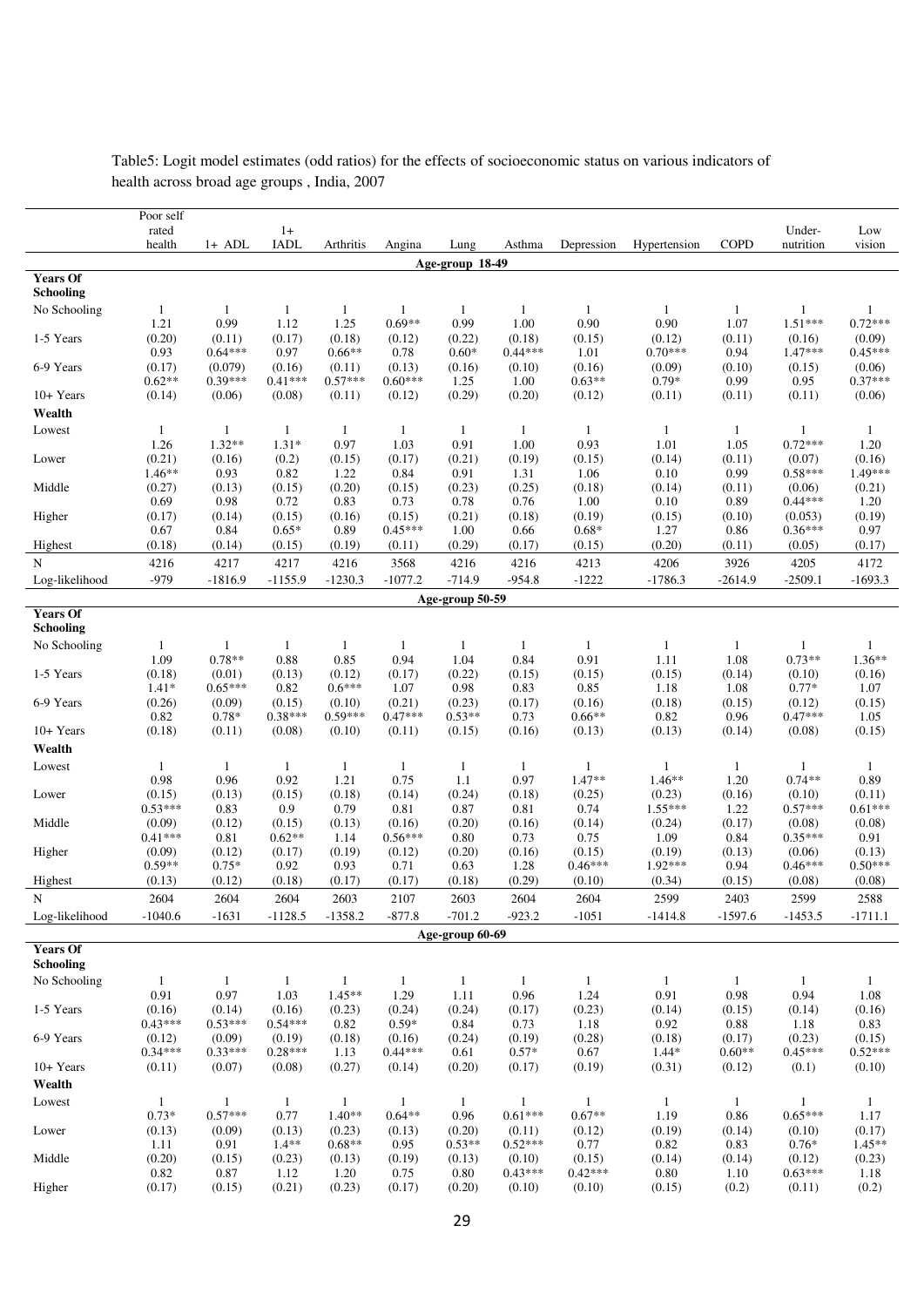Table5: Logit model estimates (odd ratios) for the effects of socioeconomic status on various indicators of health across broad age groups , India, 2007

| | Poor self rated health | 1+ ADL | 1+ IADL | Arthritis | Angina | Lung | Asthma | Depression | Hypertension | COPD | Under-nutrition | Low vision |
|---|---|---|---|---|---|---|---|---|---|---|---|---|
| **Age-group 18-49** | | | | | | | | | | | | |
| **Years Of Schooling** | | | | | | | | | | | | |
| No Schooling | 1 | 1 | 1 | 1 | 1 | 1 | 1 | 1 | 1 | 1 | 1 | 1 |
| 1-5 Years | 1.21 | 0.99 | 1.12 | 1.25 | 0.69** | 0.99 | 1.00 | 0.90 | 0.90 | 1.07 | 1.51*** | 0.72*** |
| | (0.20) | (0.11) | (0.17) | (0.18) | (0.12) | (0.22) | (0.18) | (0.15) | (0.12) | (0.11) | (0.16) | (0.09) |
| 6-9 Years | 0.93 | 0.64*** | 0.97 | 0.66** | 0.78 | 0.60* | 0.44*** | 1.01 | 0.70*** | 0.94 | 1.47*** | 0.45*** |
| | (0.17) | (0.079) | (0.16) | (0.11) | (0.13) | (0.16) | (0.10) | (0.16) | (0.09) | (0.10) | (0.15) | (0.06) |
| 10+ Years | 0.62** | 0.39*** | 0.41*** | 0.57*** | 0.60*** | 1.25 | 1.00 | 0.63** | 0.79* | 0.99 | 0.95 | 0.37*** |
| | (0.14) | (0.06) | (0.08) | (0.11) | (0.12) | (0.29) | (0.20) | (0.12) | (0.11) | (0.11) | (0.11) | (0.06) |
| **Wealth** | | | | | | | | | | | | |
| Lowest | 1 | 1 | 1 | 1 | 1 | 1 | 1 | 1 | 1 | 1 | 1 | 1 |
| Lower | 1.26 | 1.32** | 1.31* | 0.97 | 1.03 | 0.91 | 1.00 | 0.93 | 1.01 | 1.05 | 0.72*** | 1.20 |
| | (0.21) | (0.16) | (0.2) | (0.15) | (0.17) | (0.21) | (0.19) | (0.15) | (0.14) | (0.11) | (0.07) | (0.16) |
| Middle | 1.46** | 0.93 | 0.82 | 1.22 | 0.84 | 0.91 | 1.31 | 1.06 | 0.10 | 0.99 | 0.58*** | 1.49*** |
| | (0.27) | (0.13) | (0.15) | (0.20) | (0.15) | (0.23) | (0.25) | (0.18) | (0.14) | (0.11) | (0.06) | (0.21) |
| Higher | 0.69 | 0.98 | 0.72 | 0.83 | 0.73 | 0.78 | 0.76 | 1.00 | 0.10 | 0.89 | 0.44*** | 1.20 |
| | (0.17) | (0.14) | (0.15) | (0.16) | (0.15) | (0.21) | (0.18) | (0.19) | (0.15) | (0.10) | (0.053) | (0.19) |
| Highest | 0.67 | 0.84 | 0.65* | 0.89 | 0.45*** | 1.00 | 0.66 | 0.68* | 1.27 | 0.86 | 0.36*** | 0.97 |
| | (0.18) | (0.14) | (0.15) | (0.19) | (0.11) | (0.29) | (0.17) | (0.15) | (0.20) | (0.11) | (0.05) | (0.17) |
| N | 4216 | 4217 | 4217 | 4216 | 3568 | 4216 | 4216 | 4213 | 4206 | 3926 | 4205 | 4172 |
| Log-likelihood | -979 | -1816.9 | -1155.9 | -1230.3 | -1077.2 | -714.9 | -954.8 | -1222 | -1786.3 | -2614.9 | -2509.1 | -1693.3 |
| **Age-group 50-59** | | | | | | | | | | | | |
| **Years Of Schooling** | | | | | | | | | | | | |
| No Schooling | 1 | 1 | 1 | 1 | 1 | 1 | 1 | 1 | 1 | 1 | 1 | 1 |
| 1-5 Years | 1.09 | 0.78** | 0.88 | 0.85 | 0.94 | 1.04 | 0.84 | 0.91 | 1.11 | 1.08 | 0.73** | 1.36** |
| | (0.18) | (0.01) | (0.13) | (0.12) | (0.17) | (0.22) | (0.15) | (0.15) | (0.15) | (0.14) | (0.10) | (0.16) |
| 6-9 Years | 1.41* | 0.65*** | 0.82 | 0.6*** | 1.07 | 0.98 | 0.83 | 0.85 | 1.18 | 1.08 | 0.77* | 1.07 |
| | (0.26) | (0.09) | (0.15) | (0.10) | (0.21) | (0.23) | (0.17) | (0.16) | (0.18) | (0.15) | (0.12) | (0.15) |
| 10+ Years | 0.82 | 0.78* | 0.38*** | 0.59*** | 0.47*** | 0.53** | 0.73 | 0.66** | 0.82 | 0.96 | 0.47*** | 1.05 |
| | (0.18) | (0.11) | (0.08) | (0.10) | (0.11) | (0.15) | (0.16) | (0.13) | (0.13) | (0.14) | (0.08) | (0.15) |
| **Wealth** | | | | | | | | | | | | |
| Lowest | 1 | 1 | 1 | 1 | 1 | 1 | 1 | 1 | 1 | 1 | 1 | 1 |
| Lower | 0.98 | 0.96 | 0.92 | 1.21 | 0.75 | 1.1 | 0.97 | 1.47** | 1.46** | 1.20 | 0.74** | 0.89 |
| | (0.15) | (0.13) | (0.15) | (0.18) | (0.14) | (0.24) | (0.18) | (0.25) | (0.23) | (0.16) | (0.10) | (0.11) |
| Middle | 0.53*** | 0.83 | 0.9 | 0.79 | 0.81 | 0.87 | 0.81 | 0.74 | 1.55*** | 1.22 | 0.57*** | 0.61*** |
| | (0.09) | (0.12) | (0.15) | (0.13) | (0.16) | (0.20) | (0.16) | (0.14) | (0.24) | (0.17) | (0.08) | (0.08) |
| Higher | 0.41*** | 0.81 | 0.62** | 1.14 | 0.56*** | 0.80 | 0.73 | 0.75 | 1.09 | 0.84 | 0.35*** | 0.91 |
| | (0.09) | (0.12) | (0.17) | (0.19) | (0.12) | (0.20) | (0.16) | (0.15) | (0.19) | (0.13) | (0.06) | (0.13) |
| Highest | 0.59** | 0.75* | 0.92 | 0.93 | 0.71 | 0.63 | 1.28 | 0.46*** | 1.92*** | 0.94 | 0.46*** | 0.50*** |
| | (0.13) | (0.12) | (0.18) | (0.17) | (0.17) | (0.18) | (0.29) | (0.10) | (0.34) | (0.15) | (0.08) | (0.08) |
| N | 2604 | 2604 | 2604 | 2603 | 2107 | 2603 | 2604 | 2604 | 2599 | 2403 | 2599 | 2588 |
| Log-likelihood | -1040.6 | -1631 | -1128.5 | -1358.2 | -877.8 | -701.2 | -923.2 | -1051 | -1414.8 | -1597.6 | -1453.5 | -1711.1 |
| **Age-group 60-69** | | | | | | | | | | | | |
| **Years Of Schooling** | | | | | | | | | | | | |
| No Schooling | 1 | 1 | 1 | 1 | 1 | 1 | 1 | 1 | 1 | 1 | 1 | 1 |
| 1-5 Years | 0.91 | 0.97 | 1.03 | 1.45** | 1.29 | 1.11 | 0.96 | 1.24 | 0.91 | 0.98 | 0.94 | 1.08 |
| | (0.16) | (0.14) | (0.16) | (0.23) | (0.24) | (0.24) | (0.17) | (0.23) | (0.14) | (0.15) | (0.14) | (0.16) |
| 6-9 Years | 0.43*** | 0.53*** | 0.54*** | 0.82 | 0.59* | 0.84 | 0.73 | 1.18 | 0.92 | 0.88 | 1.18 | 0.83 |
| | (0.12) | (0.09) | (0.19) | (0.18) | (0.16) | (0.24) | (0.19) | (0.28) | (0.18) | (0.17) | (0.23) | (0.15) |
| 10+ Years | 0.34*** | 0.33*** | 0.28*** | 1.13 | 0.44*** | 0.61 | 0.57* | 0.67 | 1.44* | 0.60** | 0.45*** | 0.52*** |
| | (0.11) | (0.07) | (0.08) | (0.27) | (0.14) | (0.20) | (0.17) | (0.19) | (0.31) | (0.12) | (0.1) | (0.10) |
| **Wealth** | | | | | | | | | | | | |
| Lowest | 1 | 1 | 1 | 1 | 1 | 1 | 1 | 1 | 1 | 1 | 1 | 1 |
| Lower | 0.73* | 0.57*** | 0.77 | 1.40** | 0.64** | 0.96 | 0.61*** | 0.67** | 1.19 | 0.86 | 0.65*** | 1.17 |
| | (0.13) | (0.09) | (0.13) | (0.23) | (0.13) | (0.20) | (0.11) | (0.12) | (0.19) | (0.14) | (0.10) | (0.17) |
| Middle | 1.11 | 0.91 | 1.4** | 0.68** | 0.95 | 0.53** | 0.52*** | 0.77 | 0.82 | 0.83 | 0.76* | 1.45** |
| | (0.20) | (0.15) | (0.23) | (0.13) | (0.19) | (0.13) | (0.10) | (0.15) | (0.14) | (0.14) | (0.12) | (0.23) |
| Higher | 0.82 | 0.87 | 1.12 | 1.20 | 0.75 | 0.80 | 0.43*** | 0.42*** | 0.80 | 1.10 | 0.63*** | 1.18 |
| | (0.17) | (0.15) | (0.21) | (0.23) | (0.17) | (0.20) | (0.10) | (0.10) | (0.15) | (0.2) | (0.11) | (0.2) |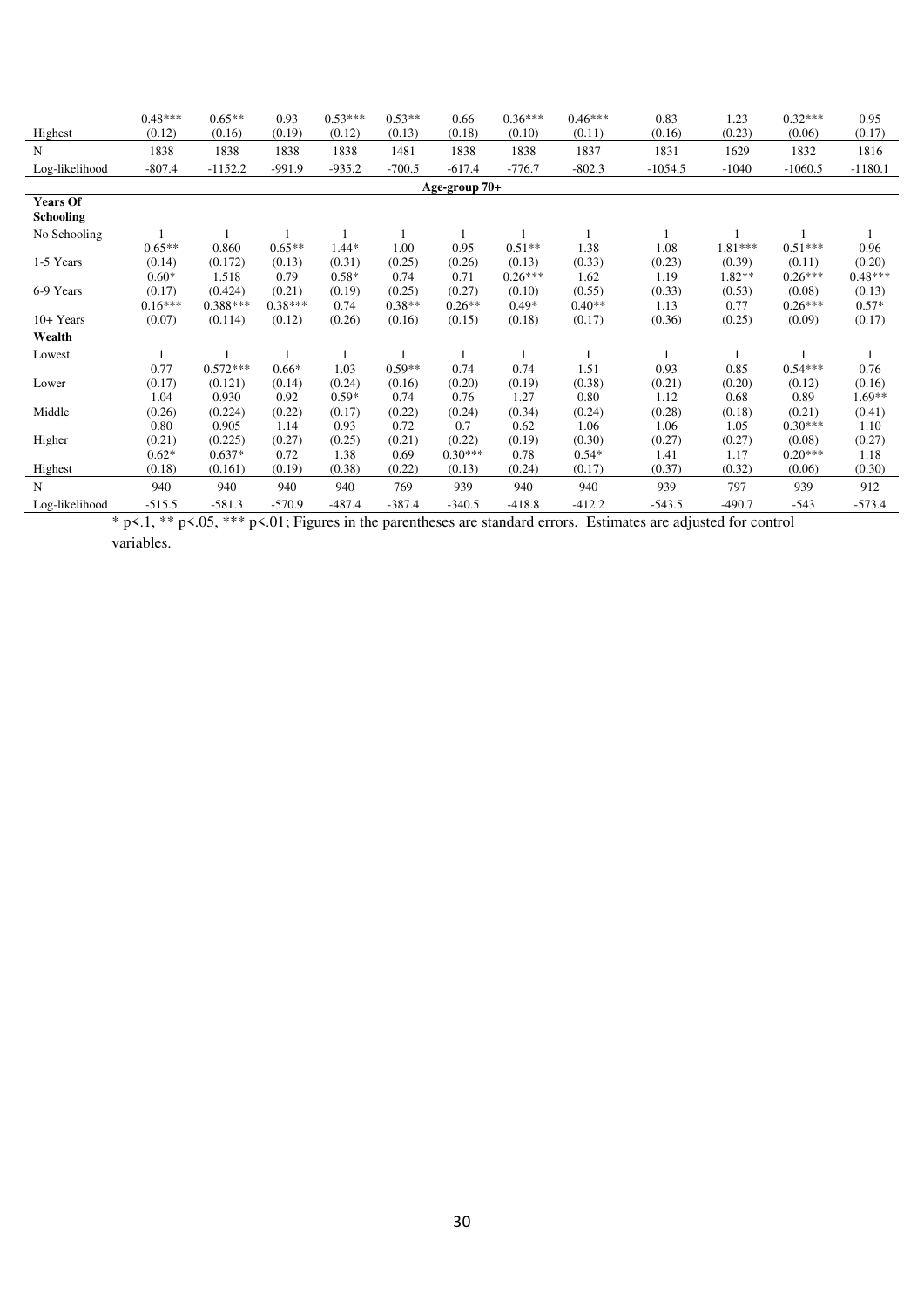| | | | | | | | | | | | | |
|---|---|---|---|---|---|---|---|---|---|---|---|---|
| | 0.48*** | 0.65** | 0.93 | 0.53*** | 0.53** | 0.66 | 0.36*** | 0.46*** | 0.83 | 1.23 | 0.32*** | 0.95 |
| Highest | (0.12) | (0.16) | (0.19) | (0.12) | (0.13) | (0.18) | (0.10) | (0.11) | (0.16) | (0.23) | (0.06) | (0.17) |
| N | 1838 | 1838 | 1838 | 1838 | 1481 | 1838 | 1838 | 1837 | 1831 | 1629 | 1832 | 1816 |
| Log-likelihood | -807.4 | -1152.2 | -991.9 | -935.2 | -700.5 | -617.4 | -776.7 | -802.3 | -1054.5 | -1040 | -1060.5 | -1180.1 |
| **Age-group 70+** | | | | | | | | | | | | |
| **Years Of Schooling** | | | | | | | | | | | | |
| No Schooling | 1 | 1 | 1 | 1 | 1 | 1 | 1 | 1 | 1 | 1 | 1 | 1 |
| | 0.65** | 0.860 | 0.65** | 1.44* | 1.00 | 0.95 | 0.51** | 1.38 | 1.08 | 1.81*** | 0.51*** | 0.96 |
| 1-5 Years | (0.14) | (0.172) | (0.13) | (0.31) | (0.25) | (0.26) | (0.13) | (0.33) | (0.23) | (0.39) | (0.11) | (0.20) |
| | 0.60* | 1.518 | 0.79 | 0.58* | 0.74 | 0.71 | 0.26*** | 1.62 | 1.19 | 1.82** | 0.26*** | 0.48*** |
| 6-9 Years | (0.17) | (0.424) | (0.21) | (0.19) | (0.25) | (0.27) | (0.10) | (0.55) | (0.33) | (0.53) | (0.08) | (0.13) |
| | 0.16*** | 0.388*** | 0.38*** | 0.74 | 0.38** | 0.26** | 0.49* | 0.40** | 1.13 | 0.77 | 0.26*** | 0.57* |
| 10+ Years | (0.07) | (0.114) | (0.12) | (0.26) | (0.16) | (0.15) | (0.18) | (0.17) | (0.36) | (0.25) | (0.09) | (0.17) |
| **Wealth** | | | | | | | | | | | | |
| Lowest | 1 | 1 | 1 | 1 | 1 | 1 | 1 | 1 | 1 | 1 | 1 | 1 |
| | 0.77 | 0.572*** | 0.66* | 1.03 | 0.59** | 0.74 | 0.74 | 1.51 | 0.93 | 0.85 | 0.54*** | 0.76 |
| Lower | (0.17) | (0.121) | (0.14) | (0.24) | (0.16) | (0.20) | (0.19) | (0.38) | (0.21) | (0.20) | (0.12) | (0.16) |
| | 1.04 | 0.930 | 0.92 | 0.59* | 0.74 | 0.76 | 1.27 | 0.80 | 1.12 | 0.68 | 0.89 | 1.69** |
| Middle | (0.26) | (0.224) | (0.22) | (0.17) | (0.22) | (0.24) | (0.34) | (0.24) | (0.28) | (0.18) | (0.21) | (0.41) |
| | 0.80 | 0.905 | 1.14 | 0.93 | 0.72 | 0.7 | 0.62 | 1.06 | 1.06 | 1.05 | 0.30*** | 1.10 |
| Higher | (0.21) | (0.225) | (0.27) | (0.25) | (0.21) | (0.22) | (0.19) | (0.30) | (0.27) | (0.27) | (0.08) | (0.27) |
| | 0.62* | 0.637* | 0.72 | 1.38 | 0.69 | 0.30*** | 0.78 | 0.54* | 1.41 | 1.17 | 0.20*** | 1.18 |
| Highest | (0.18) | (0.161) | (0.19) | (0.38) | (0.22) | (0.13) | (0.24) | (0.17) | (0.37) | (0.32) | (0.06) | (0.30) |
| N | 940 | 940 | 940 | 940 | 769 | 939 | 940 | 940 | 939 | 797 | 939 | 912 |
| Log-likelihood | -515.5 | -581.3 | -570.9 | -487.4 | -387.4 | -340.5 | -418.8 | -412.2 | -543.5 | -490.7 | -543 | -573.4 |

* p<.1, ** p<.05, *** p<.01; Figures in the parentheses are standard errors. Estimates are adjusted for control variables.